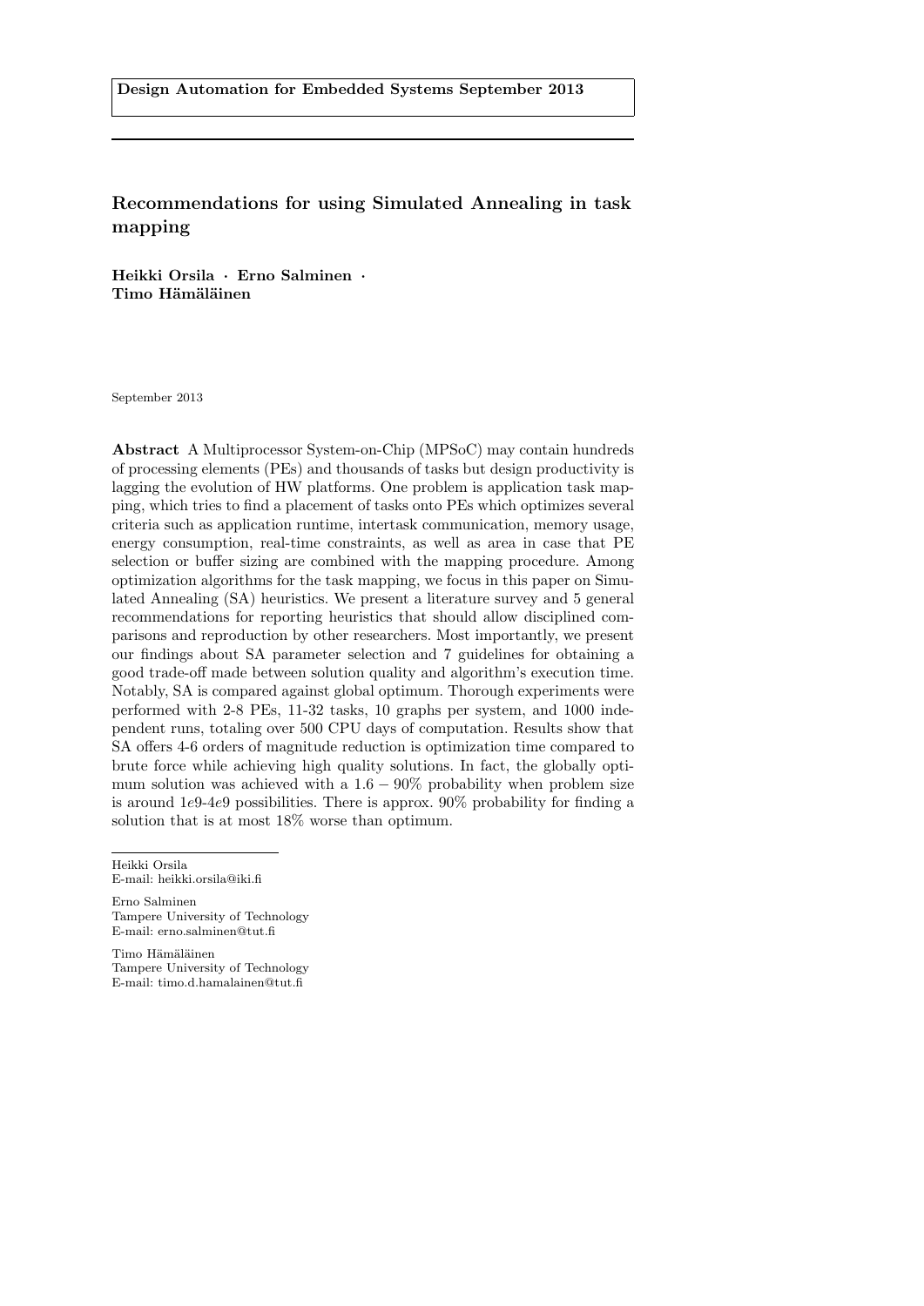Design Automation for Embedded Systems September 2013

# Recommendations for using Simulated Annealing in task mapping

**Heikki Orsila · Erno Salminen · Timo Hämäläinen**

September 2013

**Abstract** A Multiprocessor System-on-Chip (MPSoC) may contain hundreds of processing elements (PEs) and thousands of tasks but design productivity is lagging the evolution of HW platforms. One problem is application task mapping, which tries to find a placement of tasks onto PEs which optimizes several criteria such as application runtime, intertask communication, memory usage, energy consumption, real-time constraints, as well as area in case that PE selection or buffer sizing are combined with the mapping procedure. Among optimization algorithms for the task mapping, we focus in this paper on Simulated Annealing (SA) heuristics. We present a literature survey and 5 general recommendations for reporting heuristics that should allow disciplined comparisons and reproduction by other researchers. Most importantly, we present our findings about SA parameter selection and 7 guidelines for obtaining a good trade-off made between solution quality and algorithm's execution time. Notably, SA is compared against global optimum. Thorough experiments were performed with 2-8 PEs, 11-32 tasks, 10 graphs per system, and 1000 independent runs, totaling over 500 CPU days of computation. Results show that SA offers 4-6 orders of magnitude reduction is optimization time compared to brute force while achieving high quality solutions. In fact, the globally optimum solution was achieved with a $1.6 - 90\%$ probability when problem size is around $1e9$-$4e9$ possibilities. There is approx. 90% probability for finding a solution that is at most 18% worse than optimum.

---

Heikki Orsila
E-mail: heikki.orsila@iki.fi

Erno Salminen
Tampere University of Technology
E-mail: erno.salminen@tut.fi

Timo Hämäläinen
Tampere University of Technology
E-mail: timo.d.hamalainen@tut.fi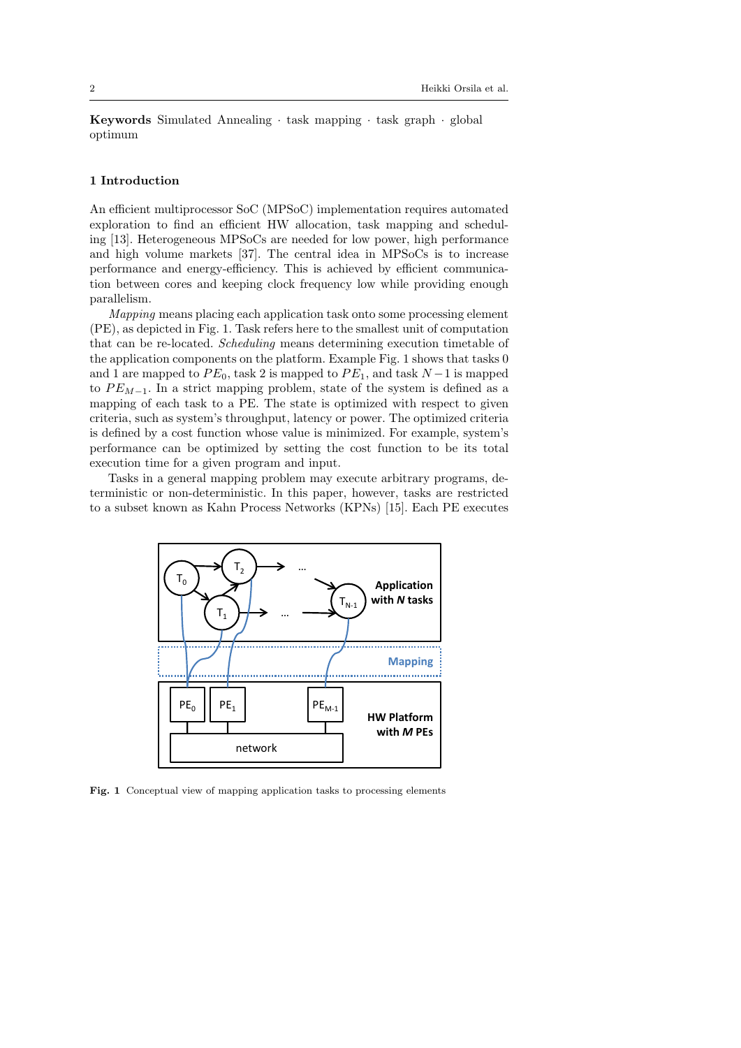**Keywords** Simulated Annealing · task mapping · task graph · global optimum

## 1 Introduction

An efficient multiprocessor SoC (MPSoC) implementation requires automated exploration to find an efficient HW allocation, task mapping and scheduling [13]. Heterogeneous MPSoCs are needed for low power, high performance and high volume markets [37]. The central idea in MPSoCs is to increase performance and energy-efficiency. This is achieved by efficient communication between cores and keeping clock frequency low while providing enough parallelism.

*Mapping* means placing each application task onto some processing element (PE), as depicted in Fig. 1. Task refers here to the smallest unit of computation that can be re-located. *Scheduling* means determining execution timetable of the application components on the platform. Example Fig. 1 shows that tasks 0 and 1 are mapped to $PE_0$, task 2 is mapped to $PE_1$, and task $N-1$ is mapped to $PE_{M-1}$. In a strict mapping problem, state of the system is defined as a mapping of each task to a PE. The state is optimized with respect to given criteria, such as system's throughput, latency or power. The optimized criteria is defined by a cost function whose value is minimized. For example, system's performance can be optimized by setting the cost function to be its total execution time for a given program and input.

Tasks in a general mapping problem may execute arbitrary programs, deterministic or non-deterministic. In this paper, however, tasks are restricted to a subset known as Kahn Process Networks (KPNs) [15]. Each PE executes

**Fig. 1** Conceptual view of mapping application tasks to processing elements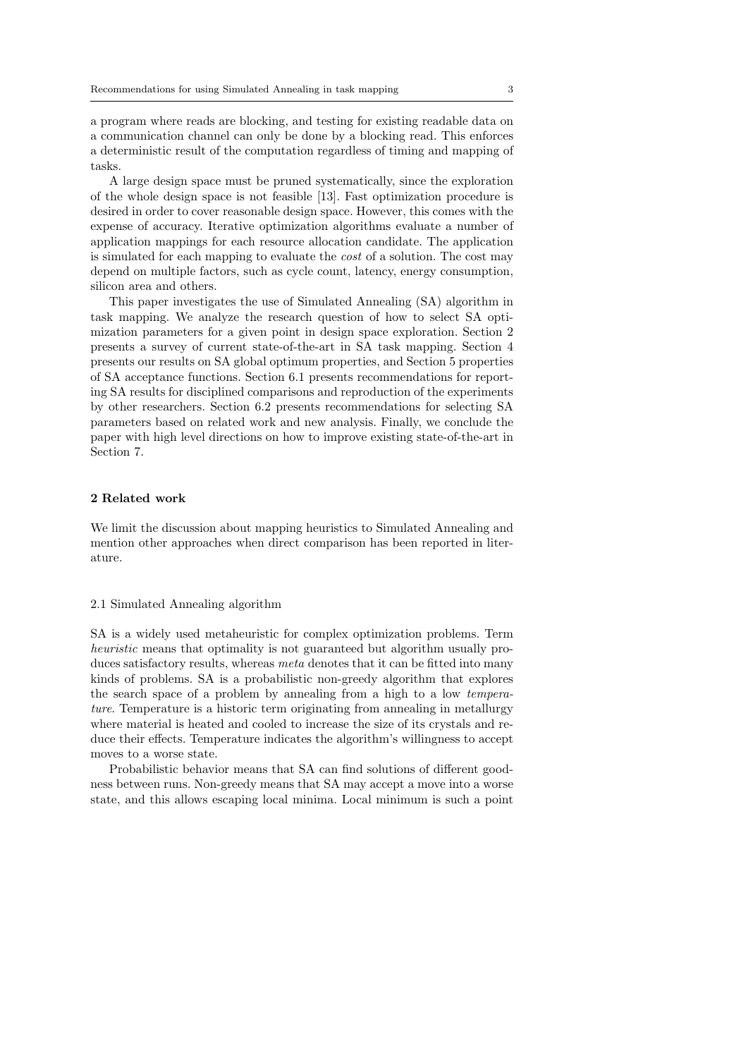a program where reads are blocking, and testing for existing readable data on a communication channel can only be done by a blocking read. This enforces a deterministic result of the computation regardless of timing and mapping of tasks.

A large design space must be pruned systematically, since the exploration of the whole design space is not feasible [13]. Fast optimization procedure is desired in order to cover reasonable design space. However, this comes with the expense of accuracy. Iterative optimization algorithms evaluate a number of application mappings for each resource allocation candidate. The application is simulated for each mapping to evaluate the *cost* of a solution. The cost may depend on multiple factors, such as cycle count, latency, energy consumption, silicon area and others.

This paper investigates the use of Simulated Annealing (SA) algorithm in task mapping. We analyze the research question of how to select SA optimization parameters for a given point in design space exploration. Section 2 presents a survey of current state-of-the-art in SA task mapping. Section 4 presents our results on SA global optimum properties, and Section 5 properties of SA acceptance functions. Section 6.1 presents recommendations for reporting SA results for disciplined comparisons and reproduction of the experiments by other researchers. Section 6.2 presents recommendations for selecting SA parameters based on related work and new analysis. Finally, we conclude the paper with high level directions on how to improve existing state-of-the-art in Section 7.

## 2 Related work

We limit the discussion about mapping heuristics to Simulated Annealing and mention other approaches when direct comparison has been reported in literature.

### 2.1 Simulated Annealing algorithm

SA is a widely used metaheuristic for complex optimization problems. Term *heuristic* means that optimality is not guaranteed but algorithm usually produces satisfactory results, whereas *meta* denotes that it can be fitted into many kinds of problems. SA is a probabilistic non-greedy algorithm that explores the search space of a problem by annealing from a high to a low *temperature*. Temperature is a historic term originating from annealing in metallurgy where material is heated and cooled to increase the size of its crystals and reduce their effects. Temperature indicates the algorithm's willingness to accept moves to a worse state.

Probabilistic behavior means that SA can find solutions of different goodness between runs. Non-greedy means that SA may accept a move into a worse state, and this allows escaping local minima. Local minimum is such a point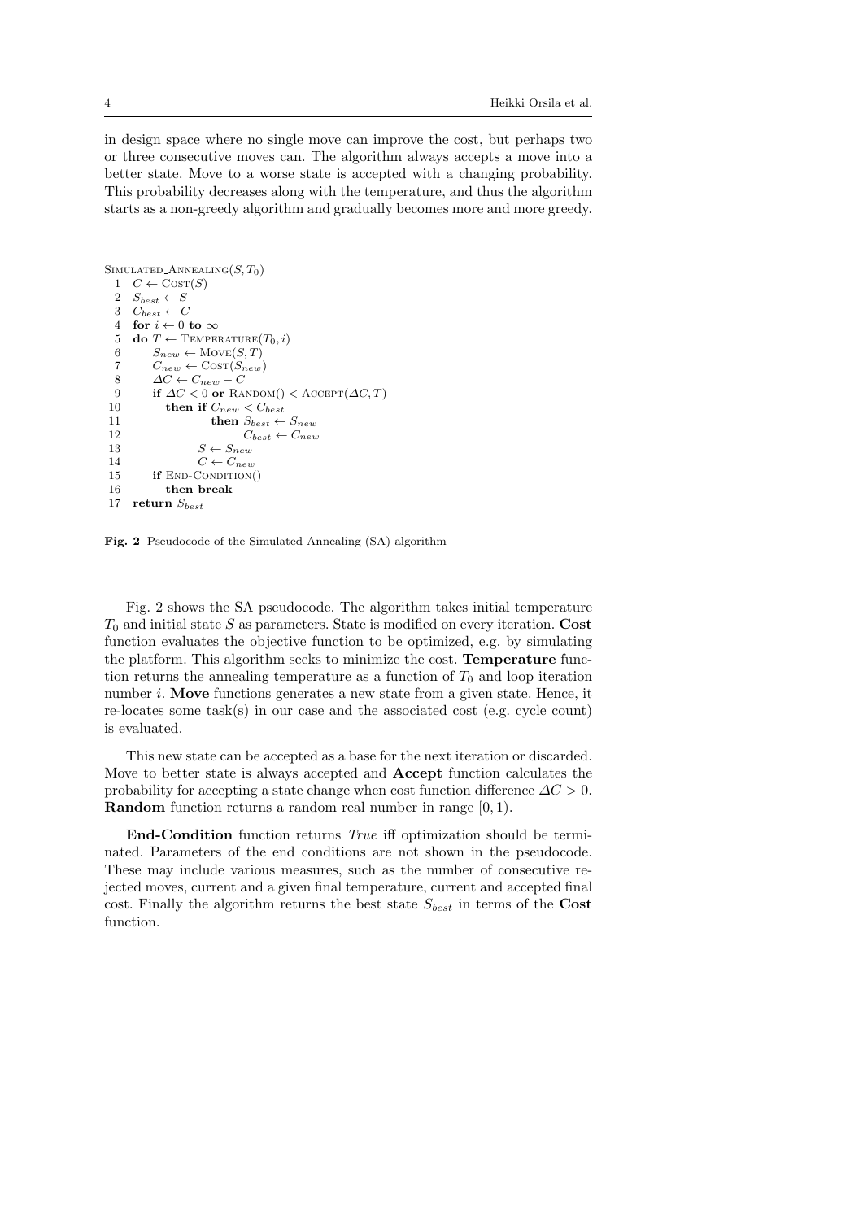in design space where no single move can improve the cost, but perhaps two or three consecutive moves can. The algorithm always accepts a move into a better state. Move to a worse state is accepted with a changing probability. This probability decreases along with the temperature, and thus the algorithm starts as a non-greedy algorithm and gradually becomes more and more greedy.

```
SIMULATED_ANNEALING(S, T_0)
 1  C ← COST(S)
 2  S_best ← S
 3  C_best ← C
 4  for i ← 0 to ∞
 5  do T ← TEMPERATURE(T_0, i)
 6     S_new ← MOVE(S, T)
 7     C_new ← COST(S_new)
 8     ΔC ← C_new − C
 9     if ΔC < 0 or RANDOM() < ACCEPT(ΔC, T)
10        then if C_new < C_best
11                then S_best ← S_new
12                     C_best ← C_new
13             S ← S_new
14             C ← C_new
15     if END-CONDITION()
16        then break
17  return S_best
```

**Fig. 2** Pseudocode of the Simulated Annealing (SA) algorithm

Fig. 2 shows the SA pseudocode. The algorithm takes initial temperature $T_0$ and initial state $S$ as parameters. State is modified on every iteration. **Cost** function evaluates the objective function to be optimized, e.g. by simulating the platform. This algorithm seeks to minimize the cost. **Temperature** function returns the annealing temperature as a function of $T_0$ and loop iteration number $i$. **Move** functions generates a new state from a given state. Hence, it re-locates some task(s) in our case and the associated cost (e.g. cycle count) is evaluated.

This new state can be accepted as a base for the next iteration or discarded. Move to better state is always accepted and **Accept** function calculates the probability for accepting a state change when cost function difference $\Delta C > 0$. **Random** function returns a random real number in range $[0, 1)$.

**End-Condition** function returns *True* iff optimization should be terminated. Parameters of the end conditions are not shown in the pseudocode. These may include various measures, such as the number of consecutive rejected moves, current and a given final temperature, current and accepted final cost. Finally the algorithm returns the best state $S_{best}$ in terms of the **Cost** function.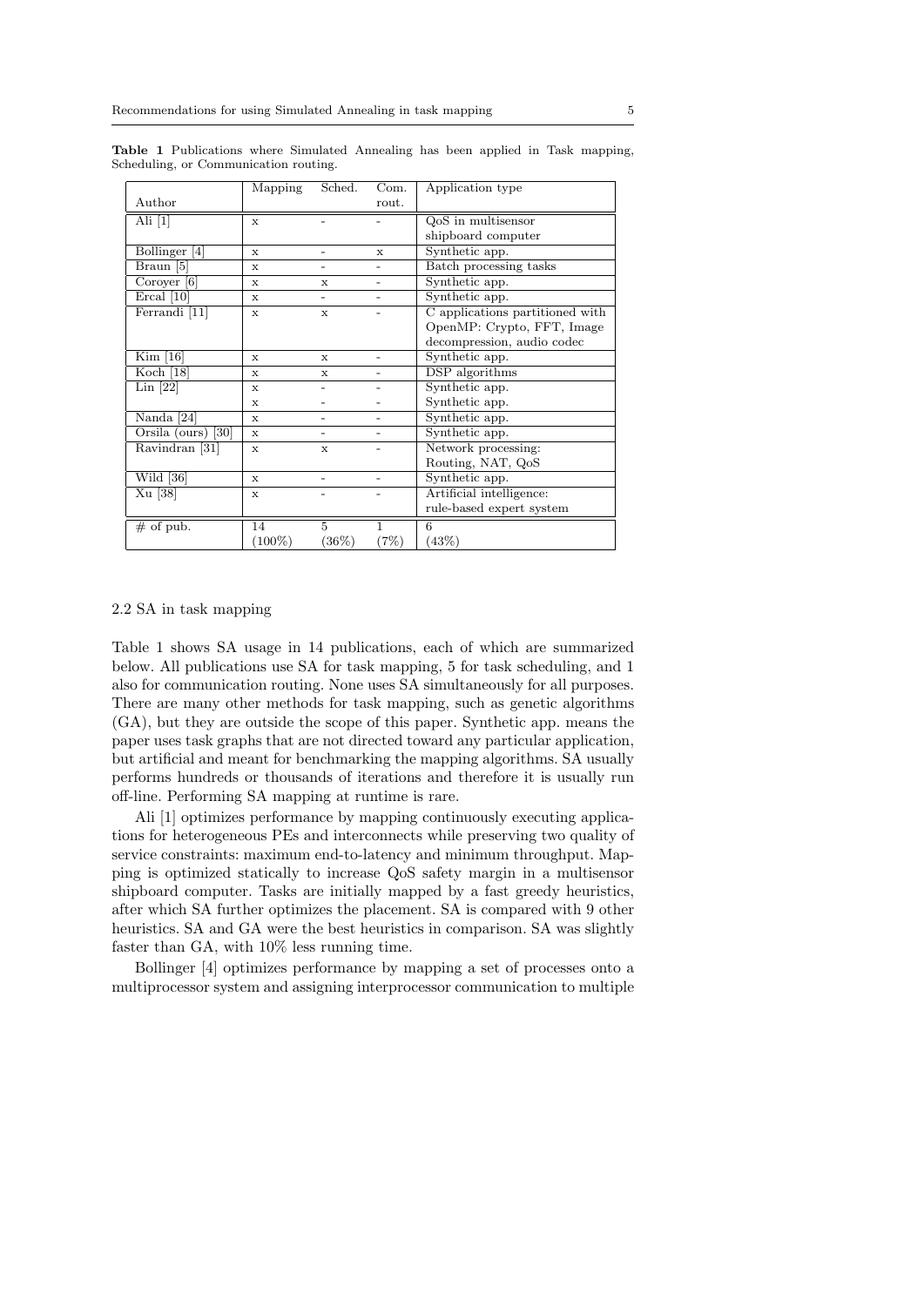**Table 1** Publications where Simulated Annealing has been applied in Task mapping, Scheduling, or Communication routing.

| Author | Mapping | Sched. | Com. rout. | Application type |
|---|---|---|---|---|
| Ali [1] | x | - | - | QoS in multisensor shipboard computer |
| Bollinger [4] | x | - | x | Synthetic app. |
| Braun [5] | x | - | - | Batch processing tasks |
| Coroyer [6] | x | x | - | Synthetic app. |
| Ercal [10] | x | - | - | Synthetic app. |
| Ferrandi [11] | x | x | - | C applications partitioned with OpenMP: Crypto, FFT, Image decompression, audio codec |
| Kim [16] | x | x | - | Synthetic app. |
| Koch [18] | x | x | - | DSP algorithms |
| Lin [22] | x | - | - | Synthetic app. |
| | x | - | - | Synthetic app. |
| Nanda [24] | x | - | - | Synthetic app. |
| Orsila (ours) [30] | x | - | - | Synthetic app. |
| Ravindran [31] | x | x | - | Network processing: Routing, NAT, QoS |
| Wild [36] | x | - | - | Synthetic app. |
| Xu [38] | x | - | - | Artificial intelligence: rule-based expert system |
| # of pub. | 14 (100%) | 5 (36%) | 1 (7%) | 6 (43%) |

### 2.2 SA in task mapping

Table 1 shows SA usage in 14 publications, each of which are summarized below. All publications use SA for task mapping, 5 for task scheduling, and 1 also for communication routing. None uses SA simultaneously for all purposes. There are many other methods for task mapping, such as genetic algorithms (GA), but they are outside the scope of this paper. Synthetic app. means the paper uses task graphs that are not directed toward any particular application, but artificial and meant for benchmarking the mapping algorithms. SA usually performs hundreds or thousands of iterations and therefore it is usually run off-line. Performing SA mapping at runtime is rare.

Ali [1] optimizes performance by mapping continuously executing applications for heterogeneous PEs and interconnects while preserving two quality of service constraints: maximum end-to-latency and minimum throughput. Mapping is optimized statically to increase QoS safety margin in a multisensor shipboard computer. Tasks are initially mapped by a fast greedy heuristics, after which SA further optimizes the placement. SA is compared with 9 other heuristics. SA and GA were the best heuristics in comparison. SA was slightly faster than GA, with 10% less running time.

Bollinger [4] optimizes performance by mapping a set of processes onto a multiprocessor system and assigning interprocessor communication to multiple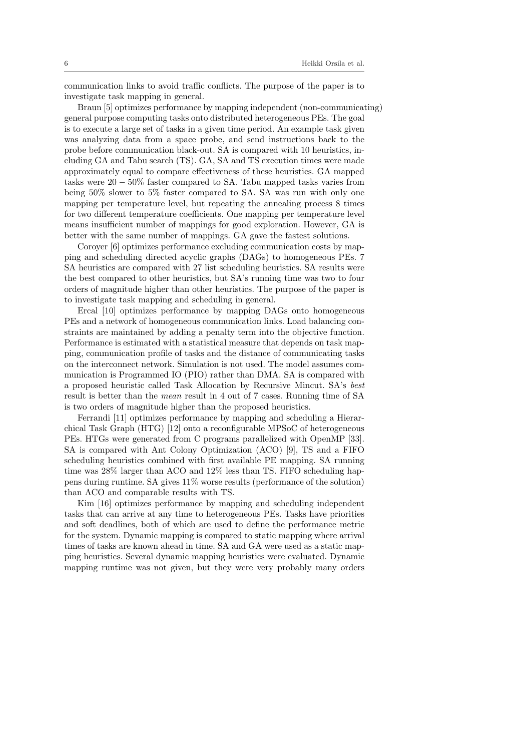communication links to avoid traffic conflicts. The purpose of the paper is to investigate task mapping in general.

Braun [5] optimizes performance by mapping independent (non-communicating) general purpose computing tasks onto distributed heterogeneous PEs. The goal is to execute a large set of tasks in a given time period. An example task given was analyzing data from a space probe, and send instructions back to the probe before communication black-out. SA is compared with 10 heuristics, including GA and Tabu search (TS). GA, SA and TS execution times were made approximately equal to compare effectiveness of these heuristics. GA mapped tasks were $20 - 50\%$ faster compared to SA. Tabu mapped tasks varies from being 50% slower to 5% faster compared to SA. SA was run with only one mapping per temperature level, but repeating the annealing process 8 times for two different temperature coefficients. One mapping per temperature level means insufficient number of mappings for good exploration. However, GA is better with the same number of mappings. GA gave the fastest solutions.

Coroyer [6] optimizes performance excluding communication costs by mapping and scheduling directed acyclic graphs (DAGs) to homogeneous PEs. 7 SA heuristics are compared with 27 list scheduling heuristics. SA results were the best compared to other heuristics, but SA's running time was two to four orders of magnitude higher than other heuristics. The purpose of the paper is to investigate task mapping and scheduling in general.

Ercal [10] optimizes performance by mapping DAGs onto homogeneous PEs and a network of homogeneous communication links. Load balancing constraints are maintained by adding a penalty term into the objective function. Performance is estimated with a statistical measure that depends on task mapping, communication profile of tasks and the distance of communicating tasks on the interconnect network. Simulation is not used. The model assumes communication is Programmed IO (PIO) rather than DMA. SA is compared with a proposed heuristic called Task Allocation by Recursive Mincut. SA's *best* result is better than the *mean* result in 4 out of 7 cases. Running time of SA is two orders of magnitude higher than the proposed heuristics.

Ferrandi [11] optimizes performance by mapping and scheduling a Hierarchical Task Graph (HTG) [12] onto a reconfigurable MPSoC of heterogeneous PEs. HTGs were generated from C programs parallelized with OpenMP [33]. SA is compared with Ant Colony Optimization (ACO) [9], TS and a FIFO scheduling heuristics combined with first available PE mapping. SA running time was 28% larger than ACO and 12% less than TS. FIFO scheduling happens during runtime. SA gives 11% worse results (performance of the solution) than ACO and comparable results with TS.

Kim [16] optimizes performance by mapping and scheduling independent tasks that can arrive at any time to heterogeneous PEs. Tasks have priorities and soft deadlines, both of which are used to define the performance metric for the system. Dynamic mapping is compared to static mapping where arrival times of tasks are known ahead in time. SA and GA were used as a static mapping heuristics. Several dynamic mapping heuristics were evaluated. Dynamic mapping runtime was not given, but they were very probably many orders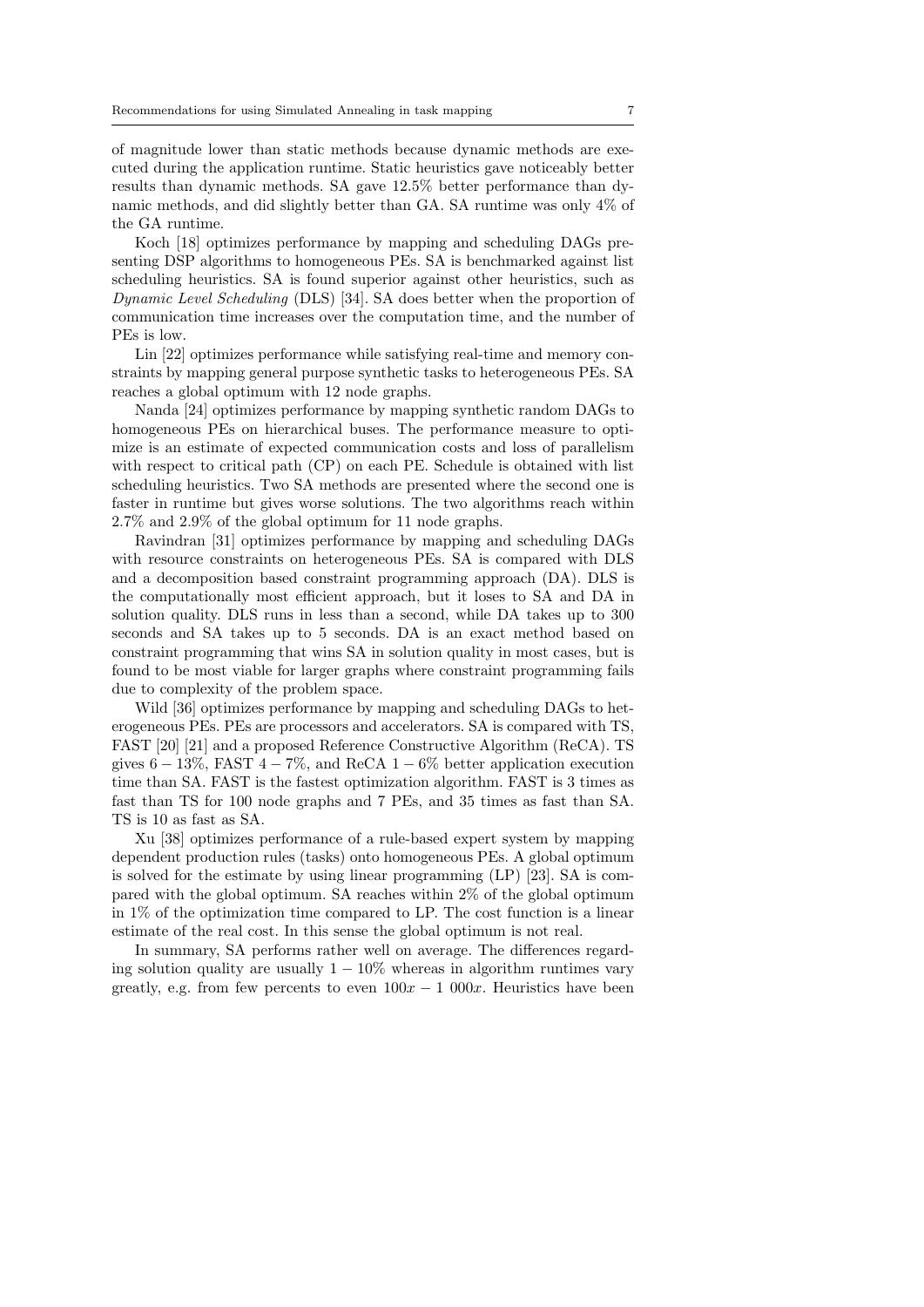of magnitude lower than static methods because dynamic methods are executed during the application runtime. Static heuristics gave noticeably better results than dynamic methods. SA gave 12.5% better performance than dynamic methods, and did slightly better than GA. SA runtime was only 4% of the GA runtime.

Koch [18] optimizes performance by mapping and scheduling DAGs presenting DSP algorithms to homogeneous PEs. SA is benchmarked against list scheduling heuristics. SA is found superior against other heuristics, such as *Dynamic Level Scheduling* (DLS) [34]. SA does better when the proportion of communication time increases over the computation time, and the number of PEs is low.

Lin [22] optimizes performance while satisfying real-time and memory constraints by mapping general purpose synthetic tasks to heterogeneous PEs. SA reaches a global optimum with 12 node graphs.

Nanda [24] optimizes performance by mapping synthetic random DAGs to homogeneous PEs on hierarchical buses. The performance measure to optimize is an estimate of expected communication costs and loss of parallelism with respect to critical path (CP) on each PE. Schedule is obtained with list scheduling heuristics. Two SA methods are presented where the second one is faster in runtime but gives worse solutions. The two algorithms reach within 2.7% and 2.9% of the global optimum for 11 node graphs.

Ravindran [31] optimizes performance by mapping and scheduling DAGs with resource constraints on heterogeneous PEs. SA is compared with DLS and a decomposition based constraint programming approach (DA). DLS is the computationally most efficient approach, but it loses to SA and DA in solution quality. DLS runs in less than a second, while DA takes up to 300 seconds and SA takes up to 5 seconds. DA is an exact method based on constraint programming that wins SA in solution quality in most cases, but is found to be most viable for larger graphs where constraint programming fails due to complexity of the problem space.

Wild [36] optimizes performance by mapping and scheduling DAGs to heterogeneous PEs. PEs are processors and accelerators. SA is compared with TS, FAST [20] [21] and a proposed Reference Constructive Algorithm (ReCA). TS gives $6-13\%$, FAST $4-7\%$, and ReCA $1-6\%$ better application execution time than SA. FAST is the fastest optimization algorithm. FAST is 3 times as fast than TS for 100 node graphs and 7 PEs, and 35 times as fast than SA. TS is 10 as fast as SA.

Xu [38] optimizes performance of a rule-based expert system by mapping dependent production rules (tasks) onto homogeneous PEs. A global optimum is solved for the estimate by using linear programming (LP) [23]. SA is compared with the global optimum. SA reaches within 2% of the global optimum in 1% of the optimization time compared to LP. The cost function is a linear estimate of the real cost. In this sense the global optimum is not real.

In summary, SA performs rather well on average. The differences regarding solution quality are usually $1-10\%$ whereas in algorithm runtimes vary greatly, e.g. from few percents to even $100x - 1\ 000x$. Heuristics have been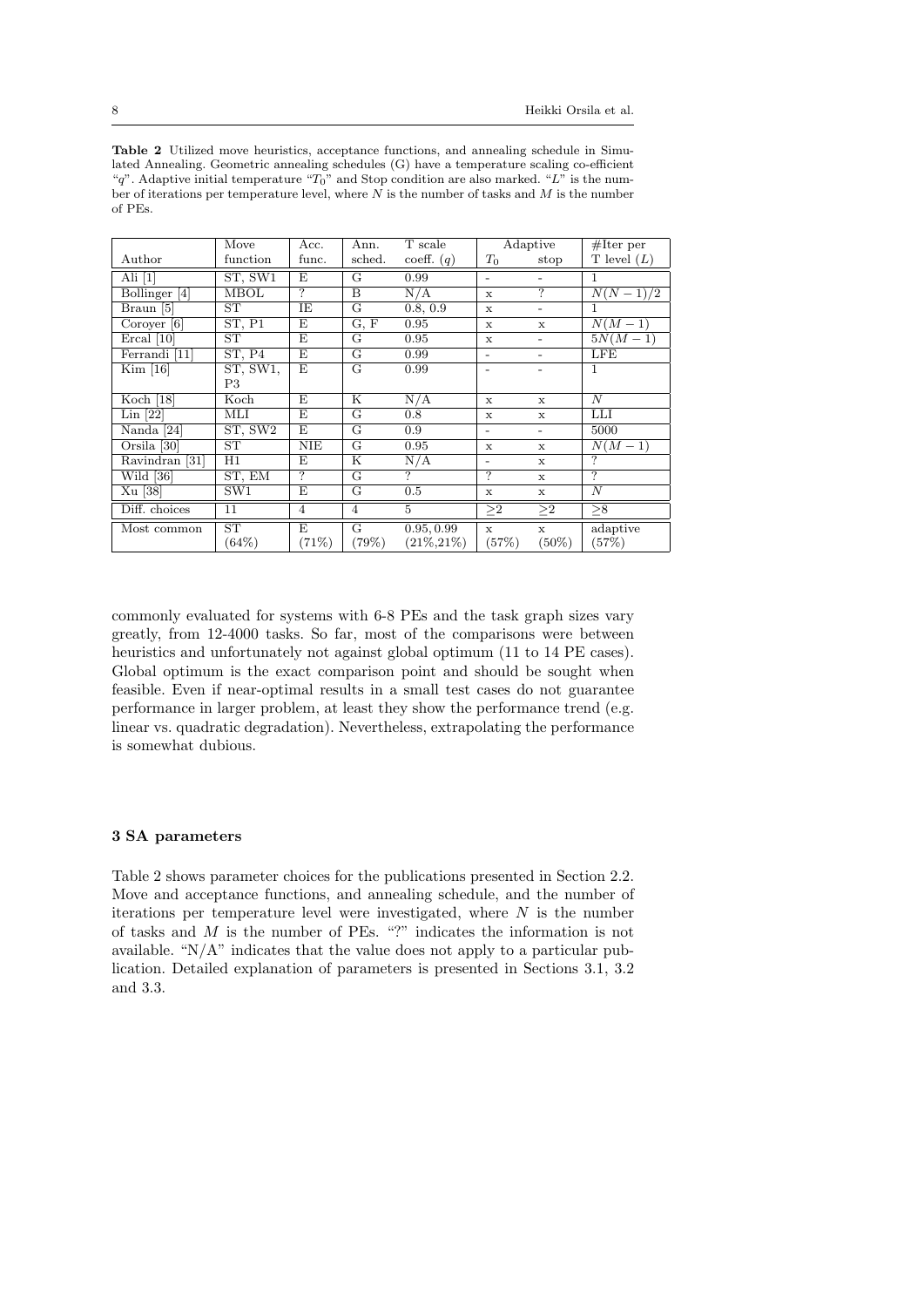**Table 2** Utilized move heuristics, acceptance functions, and annealing schedule in Simulated Annealing. Geometric annealing schedules (G) have a temperature scaling co-efficient "$q$". Adaptive initial temperature "$T_0$" and Stop condition are also marked. "$L$" is the number of iterations per temperature level, where $N$ is the number of tasks and $M$ is the number of PEs.

| Author | Move function | Acc. func. | Ann. sched. | T scale coeff. ($q$) | Adaptive $T_0$ | Adaptive stop | #Iter per T level ($L$) |
|---|---|---|---|---|---|---|---|
| Ali [1] | ST, SW1 | E | G | 0.99 | - | - | 1 |
| Bollinger [4] | MBOL | ? | B | N/A | x | ? | $N(N-1)/2$ |
| Braun [5] | ST | IE | G | 0.8, 0.9 | x | - | 1 |
| Coroyer [6] | ST, P1 | E | G, F | 0.95 | x | x | $N(M-1)$ |
| Ercal [10] | ST | E | G | 0.95 | x | - | $5N(M-1)$ |
| Ferrandi [11] | ST, P4 | E | G | 0.99 | - | - | LFE |
| Kim [16] | ST, SW1, P3 | E | G | 0.99 | - | - | 1 |
| Koch [18] | Koch | E | K | N/A | x | x | $N$ |
| Lin [22] | MLI | E | G | 0.8 | x | x | LLI |
| Nanda [24] | ST, SW2 | E | G | 0.9 | - | - | 5000 |
| Orsila [30] | ST | NIE | G | 0.95 | x | x | $N(M-1)$ |
| Ravindran [31] | H1 | E | K | N/A | - | x | ? |
| Wild [36] | ST, EM | ? | G | ? | ? | x | ? |
| Xu [38] | SW1 | E | G | 0.5 | x | x | $N$ |
| Diff. choices | 11 | 4 | 4 | 5 | ≥2 | ≥2 | ≥8 |
| Most common | ST (64%) | E (71%) | G (79%) | 0.95, 0.99 (21%,21%) | x (57%) | x (50%) | adaptive (57%) |

commonly evaluated for systems with 6-8 PEs and the task graph sizes vary greatly, from 12-4000 tasks. So far, most of the comparisons were between heuristics and unfortunately not against global optimum (11 to 14 PE cases). Global optimum is the exact comparison point and should be sought when feasible. Even if near-optimal results in a small test cases do not guarantee performance in larger problem, at least they show the performance trend (e.g. linear vs. quadratic degradation). Nevertheless, extrapolating the performance is somewhat dubious.

### 3 SA parameters

Table 2 shows parameter choices for the publications presented in Section 2.2. Move and acceptance functions, and annealing schedule, and the number of iterations per temperature level were investigated, where $N$ is the number of tasks and $M$ is the number of PEs. "?" indicates the information is not available. "N/A" indicates that the value does not apply to a particular publication. Detailed explanation of parameters is presented in Sections 3.1, 3.2 and 3.3.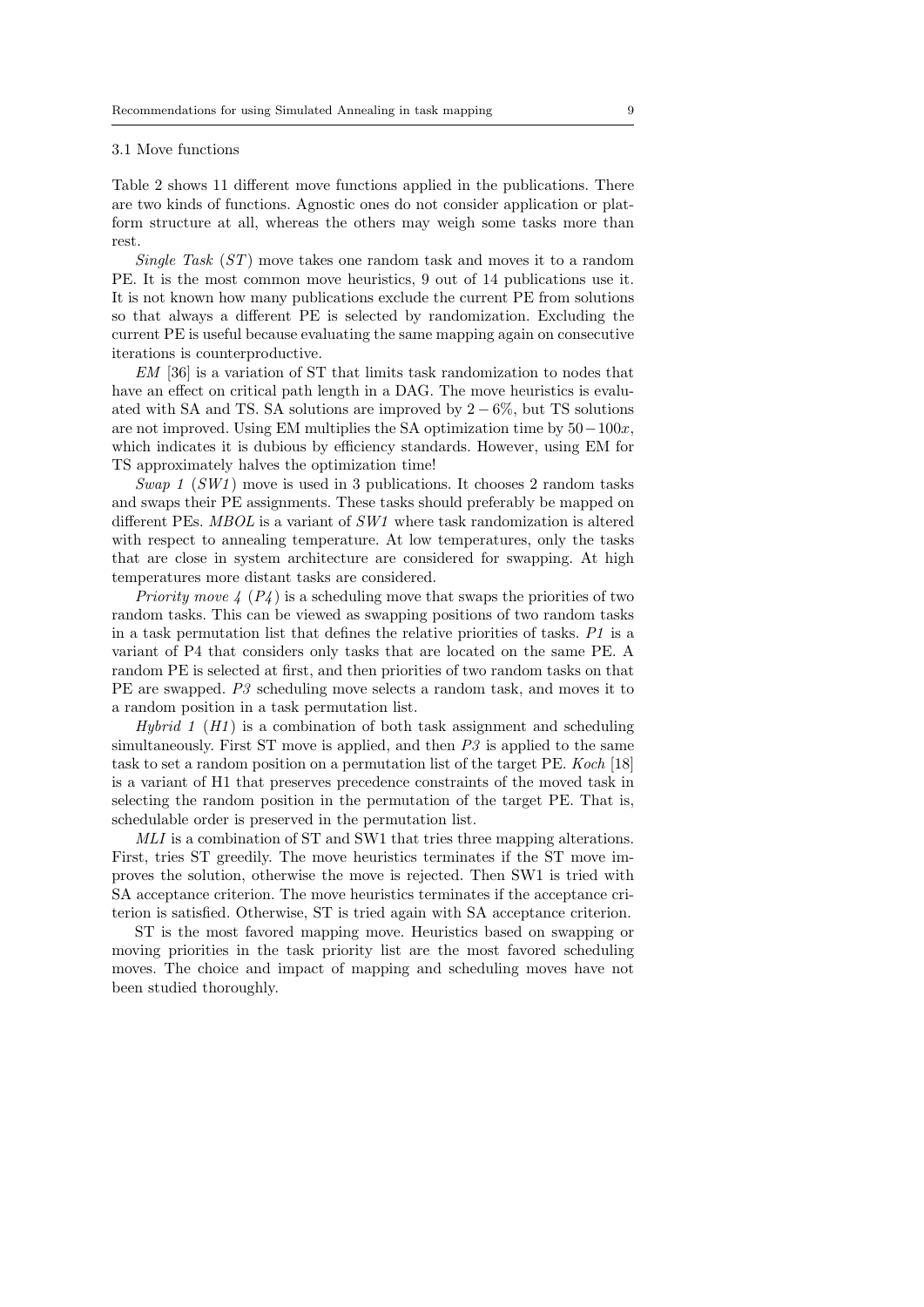### 3.1 Move functions

Table 2 shows 11 different move functions applied in the publications. There are two kinds of functions. Agnostic ones do not consider application or platform structure at all, whereas the others may weigh some tasks more than rest.

*Single Task* (*ST*) move takes one random task and moves it to a random PE. It is the most common move heuristics, 9 out of 14 publications use it. It is not known how many publications exclude the current PE from solutions so that always a different PE is selected by randomization. Excluding the current PE is useful because evaluating the same mapping again on consecutive iterations is counterproductive.

*EM* [36] is a variation of ST that limits task randomization to nodes that have an effect on critical path length in a DAG. The move heuristics is evaluated with SA and TS. SA solutions are improved by $2-6\%$, but TS solutions are not improved. Using EM multiplies the SA optimization time by $50-100x$, which indicates it is dubious by efficiency standards. However, using EM for TS approximately halves the optimization time!

*Swap 1* (*SW1*) move is used in 3 publications. It chooses 2 random tasks and swaps their PE assignments. These tasks should preferably be mapped on different PEs. *MBOL* is a variant of *SW1* where task randomization is altered with respect to annealing temperature. At low temperatures, only the tasks that are close in system architecture are considered for swapping. At high temperatures more distant tasks are considered.

*Priority move 4* (*P4*) is a scheduling move that swaps the priorities of two random tasks. This can be viewed as swapping positions of two random tasks in a task permutation list that defines the relative priorities of tasks. *P1* is a variant of P4 that considers only tasks that are located on the same PE. A random PE is selected at first, and then priorities of two random tasks on that PE are swapped. *P3* scheduling move selects a random task, and moves it to a random position in a task permutation list.

*Hybrid 1* (*H1*) is a combination of both task assignment and scheduling simultaneously. First ST move is applied, and then *P3* is applied to the same task to set a random position on a permutation list of the target PE. *Koch* [18] is a variant of H1 that preserves precedence constraints of the moved task in selecting the random position in the permutation of the target PE. That is, schedulable order is preserved in the permutation list.

*MLI* is a combination of ST and SW1 that tries three mapping alterations. First, tries ST greedily. The move heuristics terminates if the ST move improves the solution, otherwise the move is rejected. Then SW1 is tried with SA acceptance criterion. The move heuristics terminates if the acceptance criterion is satisfied. Otherwise, ST is tried again with SA acceptance criterion.

ST is the most favored mapping move. Heuristics based on swapping or moving priorities in the task priority list are the most favored scheduling moves. The choice and impact of mapping and scheduling moves have not been studied thoroughly.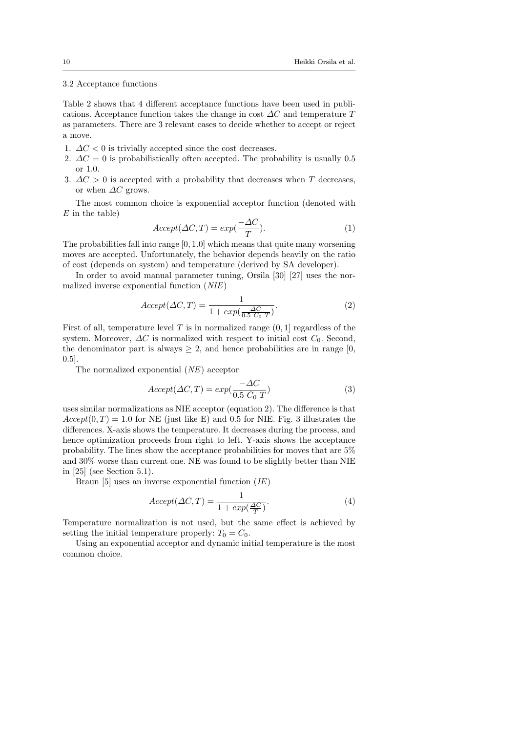### 3.2 Acceptance functions

Table 2 shows that 4 different acceptance functions have been used in publications. Acceptance function takes the change in cost $\Delta C$ and temperature $T$ as parameters. There are 3 relevant cases to decide whether to accept or reject a move.

1. $\Delta C < 0$ is trivially accepted since the cost decreases.
2. $\Delta C = 0$ is probabilistically often accepted. The probability is usually 0.5 or 1.0.
3. $\Delta C > 0$ is accepted with a probability that decreases when $T$ decreases, or when $\Delta C$ grows.

The most common choice is exponential acceptor function (denoted with $E$ in the table)

$$Accept(\Delta C, T) = exp(\frac{-\Delta C}{T}). \tag{1}$$

The probabilities fall into range $[0, 1.0]$ which means that quite many worsening moves are accepted. Unfortunately, the behavior depends heavily on the ratio of cost (depends on system) and temperature (derived by SA developer).

In order to avoid manual parameter tuning, Orsila [30] [27] uses the normalized inverse exponential function (*NIE*)

$$Accept(\Delta C, T) = \frac{1}{1 + exp(\frac{\Delta C}{0.5\ C_0\ T})}. \tag{2}$$

First of all, temperature level $T$ is in normalized range $(0, 1]$ regardless of the system. Moreover, $\Delta C$ is normalized with respect to initial cost $C_0$. Second, the denominator part is always $\geq 2$, and hence probabilities are in range [0, 0.5].

The normalized exponential (*NE*) acceptor

$$Accept(\Delta C, T) = exp(\frac{-\Delta C}{0.5\ C_0\ T}) \tag{3}$$

uses similar normalizations as NIE acceptor (equation 2). The difference is that $Accept(0, T) = 1.0$ for NE (just like E) and 0.5 for NIE. Fig. 3 illustrates the differences. X-axis shows the temperature. It decreases during the process, and hence optimization proceeds from right to left. Y-axis shows the acceptance probability. The lines show the acceptance probabilities for moves that are 5% and 30% worse than current one. NE was found to be slightly better than NIE in [25] (see Section 5.1).

Braun [5] uses an inverse exponential function (*IE*)

$$Accept(\Delta C, T) = \frac{1}{1 + exp(\frac{\Delta C}{T})}. \tag{4}$$

Temperature normalization is not used, but the same effect is achieved by setting the initial temperature properly: $T_0 = C_0$.

Using an exponential acceptor and dynamic initial temperature is the most common choice.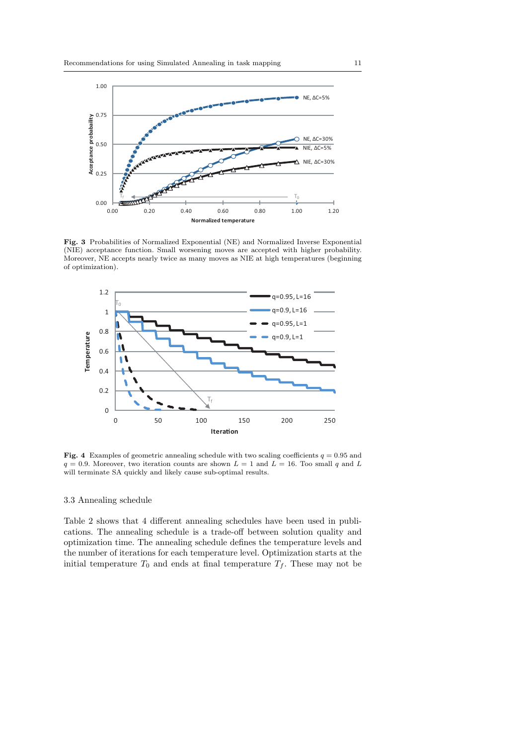**Fig. 3** Probabilities of Normalized Exponential (NE) and Normalized Inverse Exponential (NIE) acceptance function. Small worsening moves are accepted with higher probability. Moreover, NE accepts nearly twice as many moves as NIE at high temperatures (beginning of optimization).

**Fig. 4** Examples of geometric annealing schedule with two scaling coefficients $q = 0.95$ and $q = 0.9$. Moreover, two iteration counts are shown $L = 1$ and $L = 16$. Too small $q$ and $L$ will terminate SA quickly and likely cause sub-optimal results.

### 3.3 Annealing schedule

Table 2 shows that 4 different annealing schedules have been used in publications. The annealing schedule is a trade-off between solution quality and optimization time. The annealing schedule defines the temperature levels and the number of iterations for each temperature level. Optimization starts at the initial temperature $T_0$ and ends at final temperature $T_f$. These may not be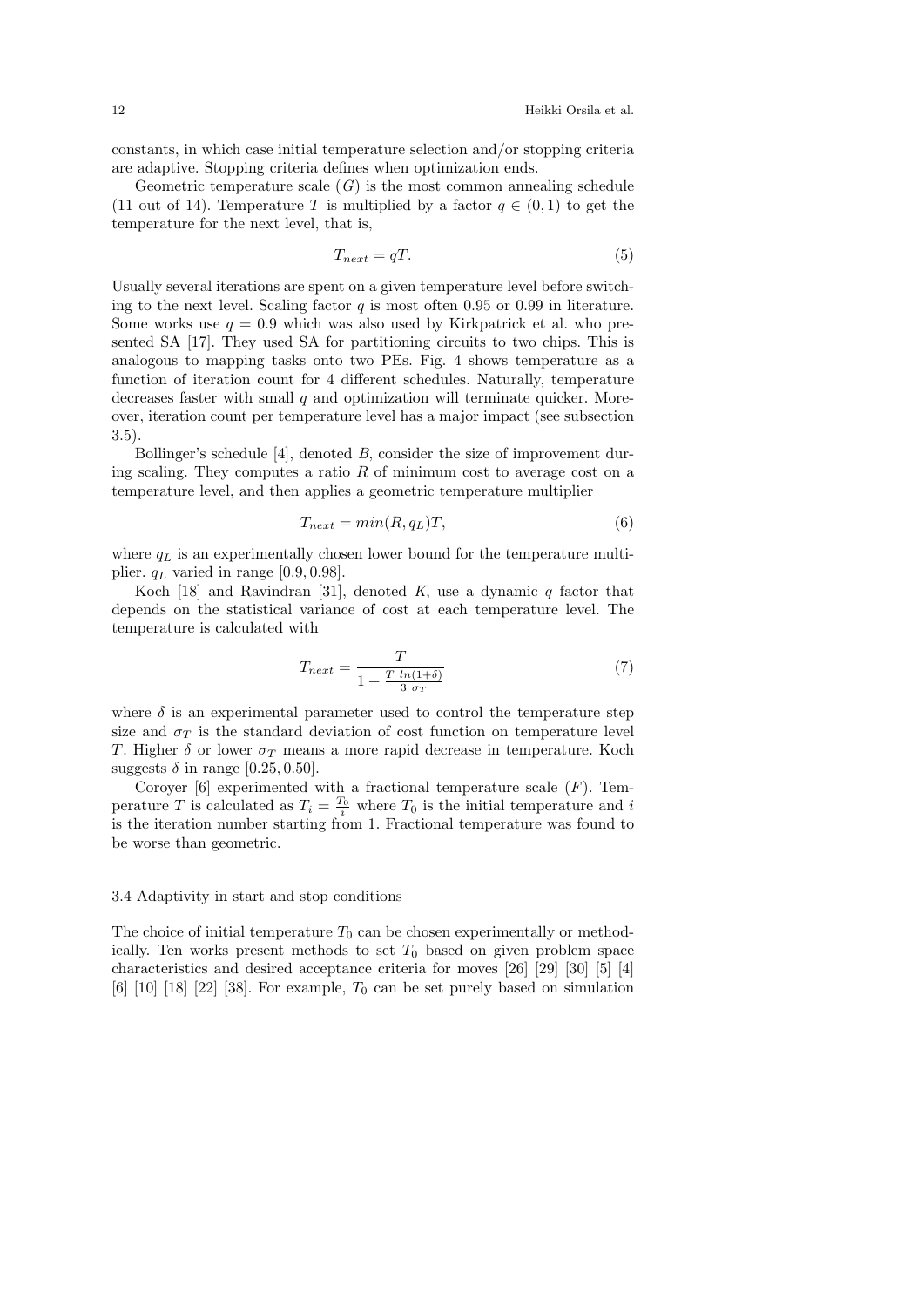constants, in which case initial temperature selection and/or stopping criteria are adaptive. Stopping criteria defines when optimization ends.

Geometric temperature scale ($G$) is the most common annealing schedule (11 out of 14). Temperature $T$ is multiplied by a factor $q \in (0, 1)$ to get the temperature for the next level, that is,

$$T_{next} = qT. \tag{5}$$

Usually several iterations are spent on a given temperature level before switching to the next level. Scaling factor $q$ is most often 0.95 or 0.99 in literature. Some works use $q = 0.9$ which was also used by Kirkpatrick et al. who presented SA [17]. They used SA for partitioning circuits to two chips. This is analogous to mapping tasks onto two PEs. Fig. 4 shows temperature as a function of iteration count for 4 different schedules. Naturally, temperature decreases faster with small $q$ and optimization will terminate quicker. Moreover, iteration count per temperature level has a major impact (see subsection 3.5).

Bollinger's schedule [4], denoted $B$, consider the size of improvement during scaling. They computes a ratio $R$ of minimum cost to average cost on a temperature level, and then applies a geometric temperature multiplier

$$T_{next} = min(R, q_L)T, \tag{6}$$

where $q_L$ is an experimentally chosen lower bound for the temperature multiplier. $q_L$ varied in range $[0.9, 0.98]$.

Koch [18] and Ravindran [31], denoted $K$, use a dynamic $q$ factor that depends on the statistical variance of cost at each temperature level. The temperature is calculated with

$$T_{next} = \frac{T}{1 + \frac{T \ ln(1+\delta)}{3 \ \sigma_T}} \tag{7}$$

where $\delta$ is an experimental parameter used to control the temperature step size and $\sigma_T$ is the standard deviation of cost function on temperature level $T$. Higher $\delta$ or lower $\sigma_T$ means a more rapid decrease in temperature. Koch suggests $\delta$ in range $[0.25, 0.50]$.

Coroyer [6] experimented with a fractional temperature scale ($F$). Temperature $T$ is calculated as $T_i = \frac{T_0}{i}$ where $T_0$ is the initial temperature and $i$ is the iteration number starting from 1. Fractional temperature was found to be worse than geometric.

### 3.4 Adaptivity in start and stop conditions

The choice of initial temperature $T_0$ can be chosen experimentally or methodically. Ten works present methods to set $T_0$ based on given problem space characteristics and desired acceptance criteria for moves [26] [29] [30] [5] [4] [6] [10] [18] [22] [38]. For example, $T_0$ can be set purely based on simulation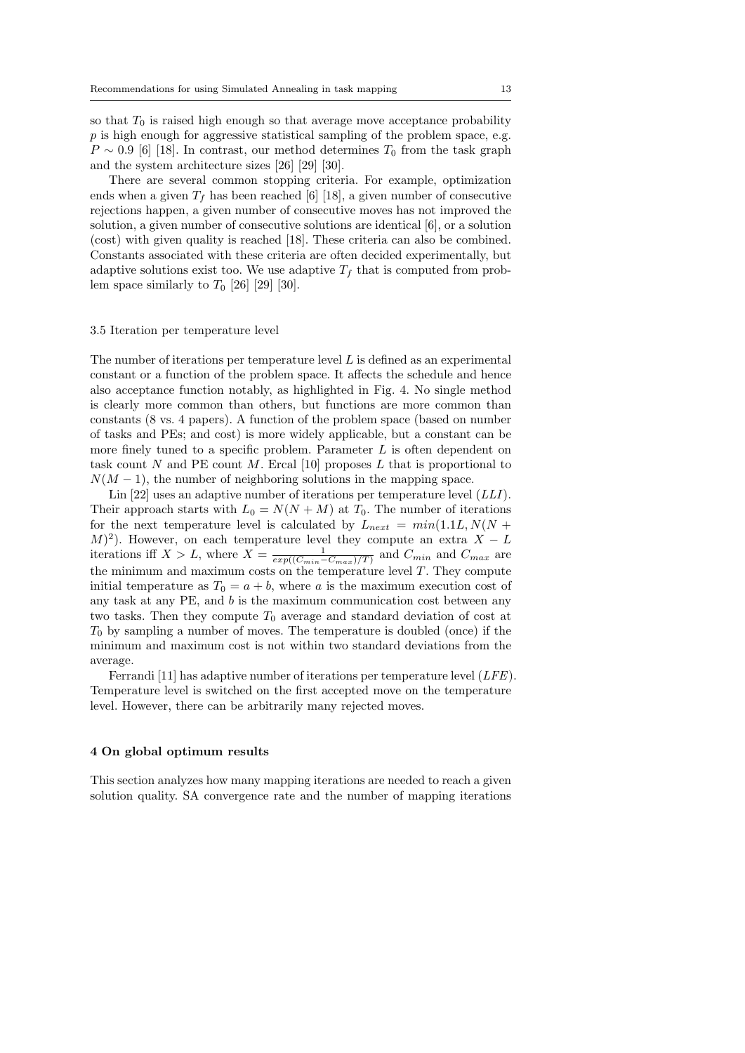so that $T_0$ is raised high enough so that average move acceptance probability $p$ is high enough for aggressive statistical sampling of the problem space, e.g. $P \sim 0.9$ [6] [18]. In contrast, our method determines $T_0$ from the task graph and the system architecture sizes [26] [29] [30].

There are several common stopping criteria. For example, optimization ends when a given $T_f$ has been reached [6] [18], a given number of consecutive rejections happen, a given number of consecutive moves has not improved the solution, a given number of consecutive solutions are identical [6], or a solution (cost) with given quality is reached [18]. These criteria can also be combined. Constants associated with these criteria are often decided experimentally, but adaptive solutions exist too. We use adaptive $T_f$ that is computed from problem space similarly to $T_0$ [26] [29] [30].

### 3.5 Iteration per temperature level

The number of iterations per temperature level $L$ is defined as an experimental constant or a function of the problem space. It affects the schedule and hence also acceptance function notably, as highlighted in Fig. 4. No single method is clearly more common than others, but functions are more common than constants (8 vs. 4 papers). A function of the problem space (based on number of tasks and PEs; and cost) is more widely applicable, but a constant can be more finely tuned to a specific problem. Parameter $L$ is often dependent on task count $N$ and PE count $M$. Ercal [10] proposes $L$ that is proportional to $N(M-1)$, the number of neighboring solutions in the mapping space.

Lin [22] uses an adaptive number of iterations per temperature level ($LLI$). Their approach starts with $L_0 = N(N+M)$ at $T_0$. The number of iterations for the next temperature level is calculated by $L_{next} = min(1.1L, N(N+M)^2)$. However, on each temperature level they compute an extra $X - L$ iterations iff $X > L$, where $X = \frac{1}{exp((C_{min} - C_{max})/T)}$ and $C_{min}$ and $C_{max}$ are the minimum and maximum costs on the temperature level $T$. They compute initial temperature as $T_0 = a + b$, where $a$ is the maximum execution cost of any task at any PE, and $b$ is the maximum communication cost between any two tasks. Then they compute $T_0$ average and standard deviation of cost at $T_0$ by sampling a number of moves. The temperature is doubled (once) if the minimum and maximum cost is not within two standard deviations from the average.

Ferrandi [11] has adaptive number of iterations per temperature level ($LFE$). Temperature level is switched on the first accepted move on the temperature level. However, there can be arbitrarily many rejected moves.

## 4 On global optimum results

This section analyzes how many mapping iterations are needed to reach a given solution quality. SA convergence rate and the number of mapping iterations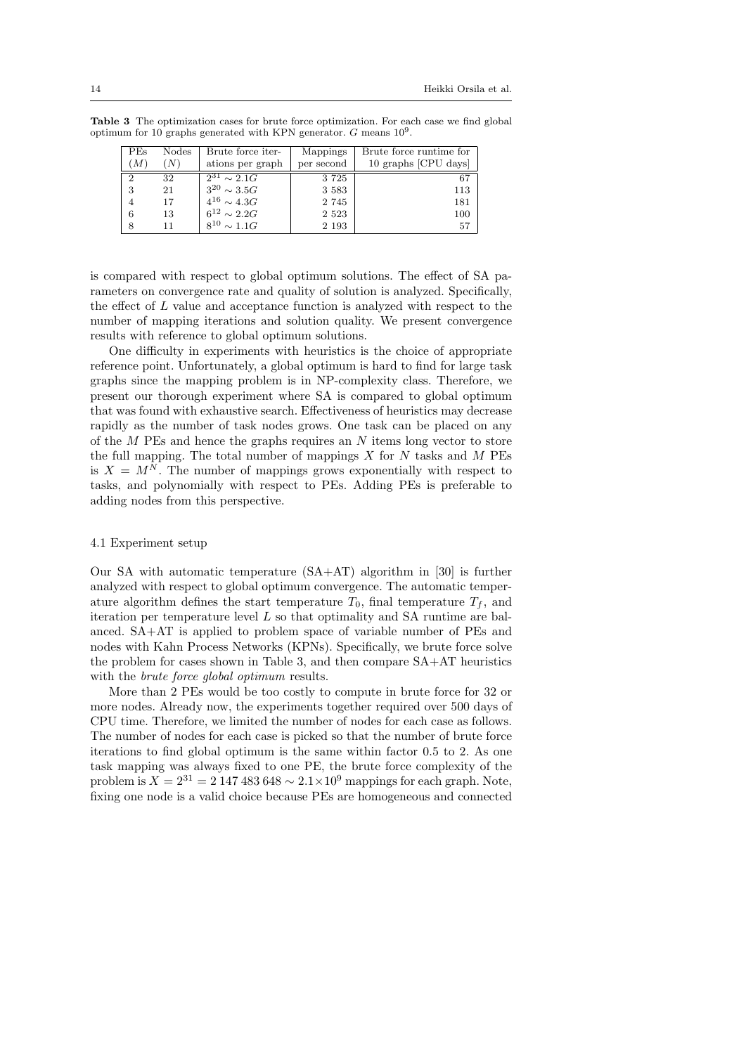**Table 3** The optimization cases for brute force optimization. For each case we find global optimum for 10 graphs generated with KPN generator. $G$ means $10^9$.

| PEs ($M$) | Nodes ($N$) | Brute force iterations per graph | Mappings per second | Brute force runtime for 10 graphs [CPU days] |
|---|---|---|---|---|
| 2 | 32 | $2^{31} \sim 2.1G$ | 3 725 | 67 |
| 3 | 21 | $3^{20} \sim 3.5G$ | 3 583 | 113 |
| 4 | 17 | $4^{16} \sim 4.3G$ | 2 745 | 181 |
| 6 | 13 | $6^{12} \sim 2.2G$ | 2 523 | 100 |
| 8 | 11 | $8^{10} \sim 1.1G$ | 2 193 | 57 |

is compared with respect to global optimum solutions. The effect of SA parameters on convergence rate and quality of solution is analyzed. Specifically, the effect of $L$ value and acceptance function is analyzed with respect to the number of mapping iterations and solution quality. We present convergence results with reference to global optimum solutions.

One difficulty in experiments with heuristics is the choice of appropriate reference point. Unfortunately, a global optimum is hard to find for large task graphs since the mapping problem is in NP-complexity class. Therefore, we present our thorough experiment where SA is compared to global optimum that was found with exhaustive search. Effectiveness of heuristics may decrease rapidly as the number of task nodes grows. One task can be placed on any of the $M$ PEs and hence the graphs requires an $N$ items long vector to store the full mapping. The total number of mappings $X$ for $N$ tasks and $M$ PEs is $X = M^N$. The number of mappings grows exponentially with respect to tasks, and polynomially with respect to PEs. Adding PEs is preferable to adding nodes from this perspective.

### 4.1 Experiment setup

Our SA with automatic temperature (SA+AT) algorithm in [30] is further analyzed with respect to global optimum convergence. The automatic temperature algorithm defines the start temperature $T_0$, final temperature $T_f$, and iteration per temperature level $L$ so that optimality and SA runtime are balanced. SA+AT is applied to problem space of variable number of PEs and nodes with Kahn Process Networks (KPNs). Specifically, we brute force solve the problem for cases shown in Table 3, and then compare SA+AT heuristics with the *brute force global optimum* results.

More than 2 PEs would be too costly to compute in brute force for 32 or more nodes. Already now, the experiments together required over 500 days of CPU time. Therefore, we limited the number of nodes for each case as follows. The number of nodes for each case is picked so that the number of brute force iterations to find global optimum is the same within factor 0.5 to 2. As one task mapping was always fixed to one PE, the brute force complexity of the problem is $X = 2^{31} = 2\,147\,483\,648 \sim 2.1 \times 10^9$ mappings for each graph. Note, fixing one node is a valid choice because PEs are homogeneous and connected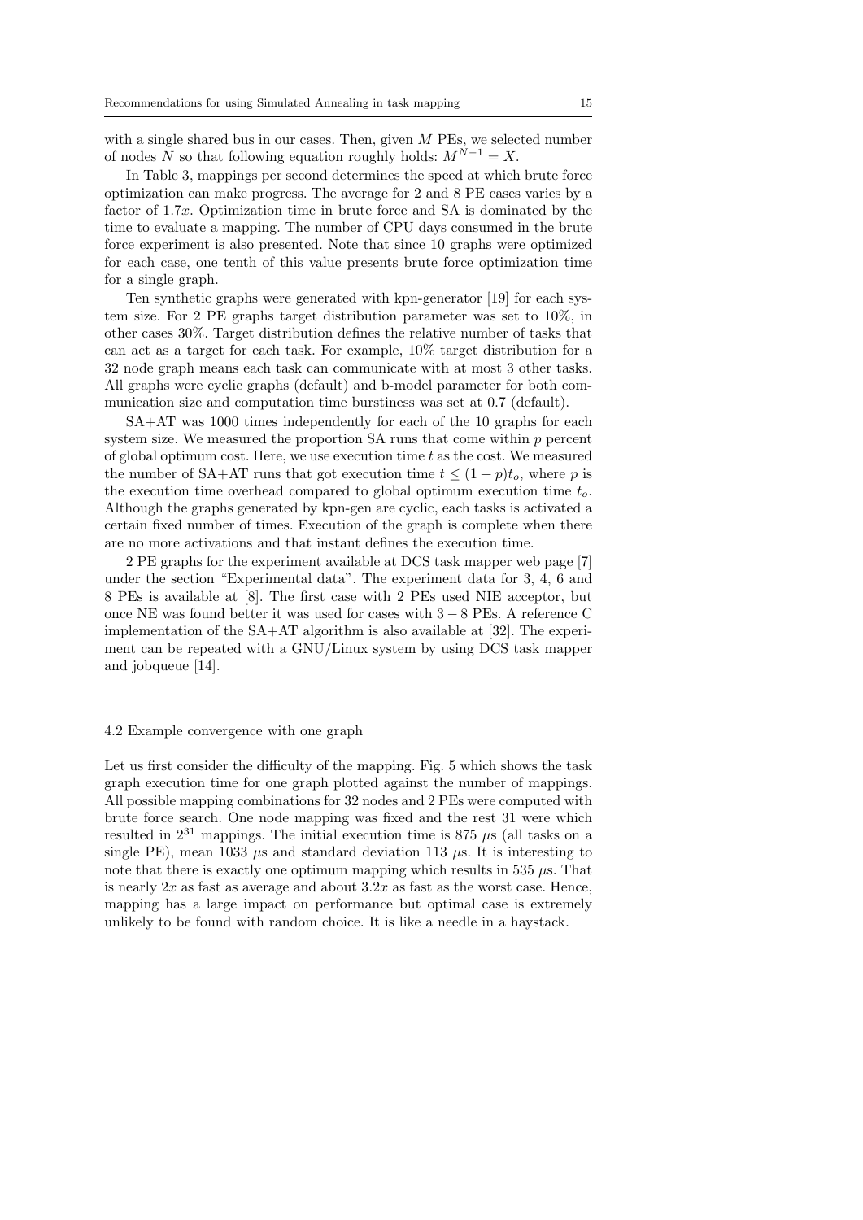with a single shared bus in our cases. Then, given $M$ PEs, we selected number of nodes $N$ so that following equation roughly holds: $M^{N-1} = X$.

In Table 3, mappings per second determines the speed at which brute force optimization can make progress. The average for 2 and 8 PE cases varies by a factor of $1.7x$. Optimization time in brute force and SA is dominated by the time to evaluate a mapping. The number of CPU days consumed in the brute force experiment is also presented. Note that since 10 graphs were optimized for each case, one tenth of this value presents brute force optimization time for a single graph.

Ten synthetic graphs were generated with kpn-generator [19] for each system size. For 2 PE graphs target distribution parameter was set to 10%, in other cases 30%. Target distribution defines the relative number of tasks that can act as a target for each task. For example, 10% target distribution for a 32 node graph means each task can communicate with at most 3 other tasks. All graphs were cyclic graphs (default) and b-model parameter for both communication size and computation time burstiness was set at 0.7 (default).

SA+AT was 1000 times independently for each of the 10 graphs for each system size. We measured the proportion SA runs that come within $p$ percent of global optimum cost. Here, we use execution time $t$ as the cost. We measured the number of SA+AT runs that got execution time $t \leq (1 + p)t_o$, where $p$ is the execution time overhead compared to global optimum execution time $t_o$. Although the graphs generated by kpn-gen are cyclic, each tasks is activated a certain fixed number of times. Execution of the graph is complete when there are no more activations and that instant defines the execution time.

2 PE graphs for the experiment available at DCS task mapper web page [7] under the section "Experimental data". The experiment data for 3, 4, 6 and 8 PEs is available at [8]. The first case with 2 PEs used NIE acceptor, but once NE was found better it was used for cases with $3 - 8$ PEs. A reference C implementation of the SA+AT algorithm is also available at [32]. The experiment can be repeated with a GNU/Linux system by using DCS task mapper and jobqueue [14].

### 4.2 Example convergence with one graph

Let us first consider the difficulty of the mapping. Fig. 5 which shows the task graph execution time for one graph plotted against the number of mappings. All possible mapping combinations for 32 nodes and 2 PEs were computed with brute force search. One node mapping was fixed and the rest 31 were which resulted in $2^{31}$ mappings. The initial execution time is 875 $\mu$s (all tasks on a single PE), mean 1033 $\mu$s and standard deviation 113 $\mu$s. It is interesting to note that there is exactly one optimum mapping which results in 535 $\mu$s. That is nearly $2x$ as fast as average and about $3.2x$ as fast as the worst case. Hence, mapping has a large impact on performance but optimal case is extremely unlikely to be found with random choice. It is like a needle in a haystack.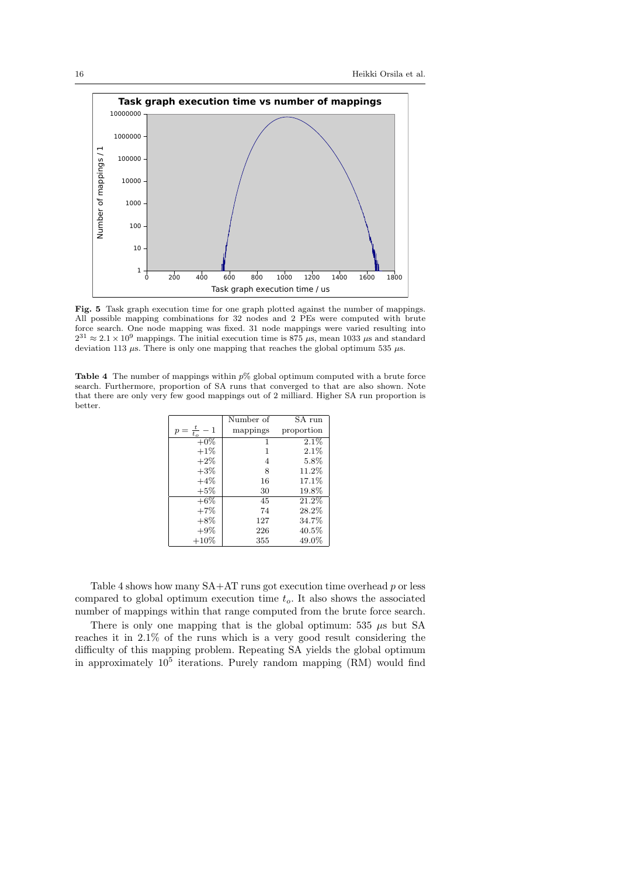**Fig. 5** Task graph execution time for one graph plotted against the number of mappings. All possible mapping combinations for 32 nodes and 2 PEs were computed with brute force search. One node mapping was fixed. 31 node mappings were varied resulting into $2^{31} \approx 2.1 \times 10^9$ mappings. The initial execution time is 875 $\mu$s, mean 1033 $\mu$s and standard deviation 113 $\mu$s. There is only one mapping that reaches the global optimum 535 $\mu$s.

**Table 4** The number of mappings within $p$% global optimum computed with a brute force search. Furthermore, proportion of SA runs that converged to that are also shown. Note that there are only very few good mappings out of 2 milliard. Higher SA run proportion is better.

| $p = \frac{t}{t_o} - 1$ | Number of mappings | SA run proportion |
|---|---|---|
| +0% | 1 | 2.1% |
| +1% | 1 | 2.1% |
| +2% | 4 | 5.8% |
| +3% | 8 | 11.2% |
| +4% | 16 | 17.1% |
| +5% | 30 | 19.8% |
| +6% | 45 | 21.2% |
| +7% | 74 | 28.2% |
| +8% | 127 | 34.7% |
| +9% | 226 | 40.5% |
| +10% | 355 | 49.0% |

Table 4 shows how many SA+AT runs got execution time overhead $p$ or less compared to global optimum execution time $t_o$. It also shows the associated number of mappings within that range computed from the brute force search.

There is only one mapping that is the global optimum: 535 $\mu$s but SA reaches it in 2.1% of the runs which is a very good result considering the difficulty of this mapping problem. Repeating SA yields the global optimum in approximately $10^5$ iterations. Purely random mapping (RM) would find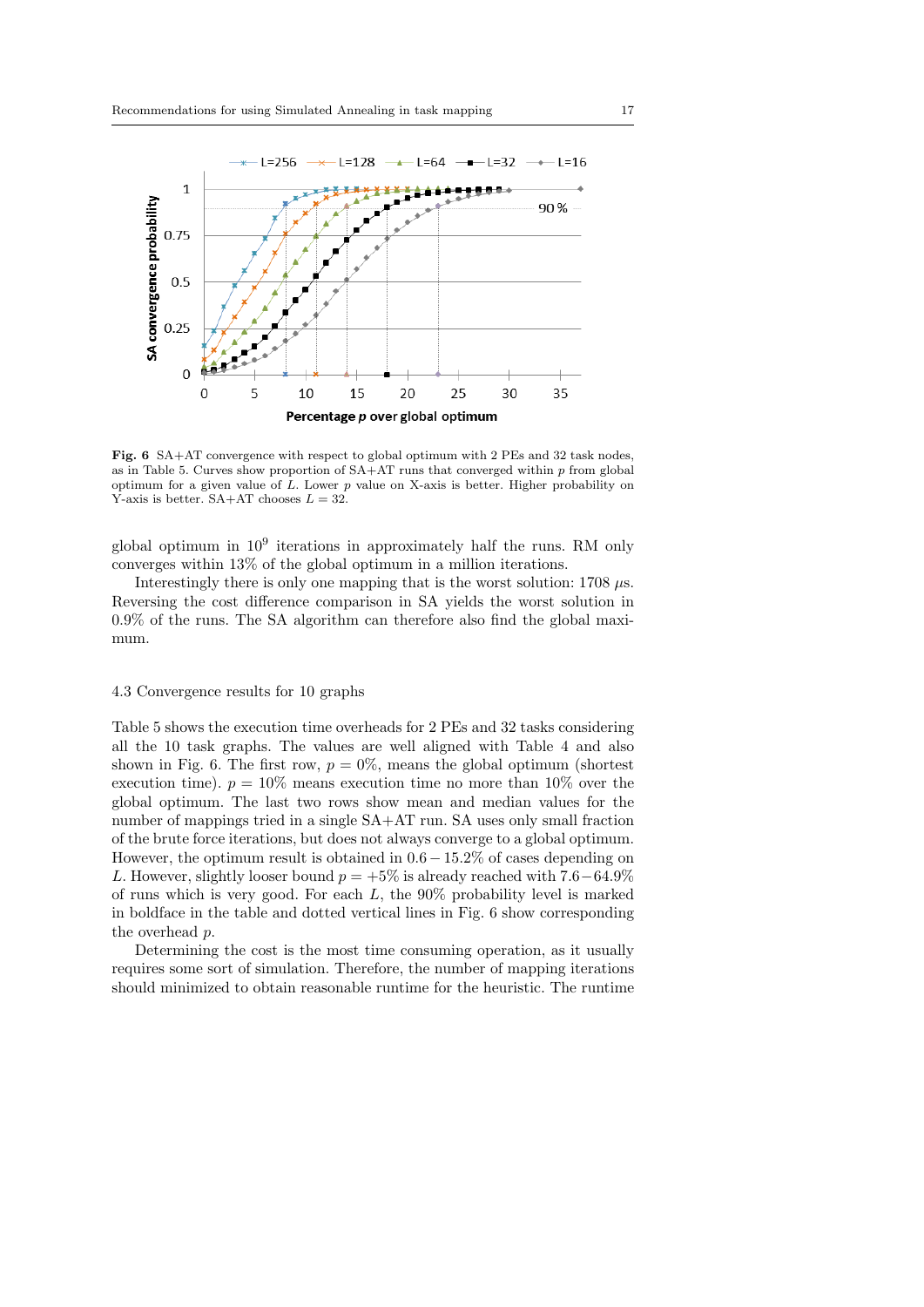**Fig. 6** SA+AT convergence with respect to global optimum with 2 PEs and 32 task nodes, as in Table 5. Curves show proportion of SA+AT runs that converged within $p$ from global optimum for a given value of $L$. Lower $p$ value on X-axis is better. Higher probability on Y-axis is better. SA+AT chooses $L = 32$.

global optimum in $10^9$ iterations in approximately half the runs. RM only converges within 13% of the global optimum in a million iterations.

Interestingly there is only one mapping that is the worst solution: 1708 $\mu$s. Reversing the cost difference comparison in SA yields the worst solution in 0.9% of the runs. The SA algorithm can therefore also find the global maximum.

### 4.3 Convergence results for 10 graphs

Table 5 shows the execution time overheads for 2 PEs and 32 tasks considering all the 10 task graphs. The values are well aligned with Table 4 and also shown in Fig. 6. The first row, $p = 0\%$, means the global optimum (shortest execution time). $p = 10\%$ means execution time no more than 10% over the global optimum. The last two rows show mean and median values for the number of mappings tried in a single SA+AT run. SA uses only small fraction of the brute force iterations, but does not always converge to a global optimum. However, the optimum result is obtained in $0.6 - 15.2\%$ of cases depending on $L$. However, slightly looser bound $p = +5\%$ is already reached with $7.6 - 64.9\%$ of runs which is very good. For each $L$, the 90% probability level is marked in boldface in the table and dotted vertical lines in Fig. 6 show corresponding the overhead $p$.

Determining the cost is the most time consuming operation, as it usually requires some sort of simulation. Therefore, the number of mapping iterations should minimized to obtain reasonable runtime for the heuristic. The runtime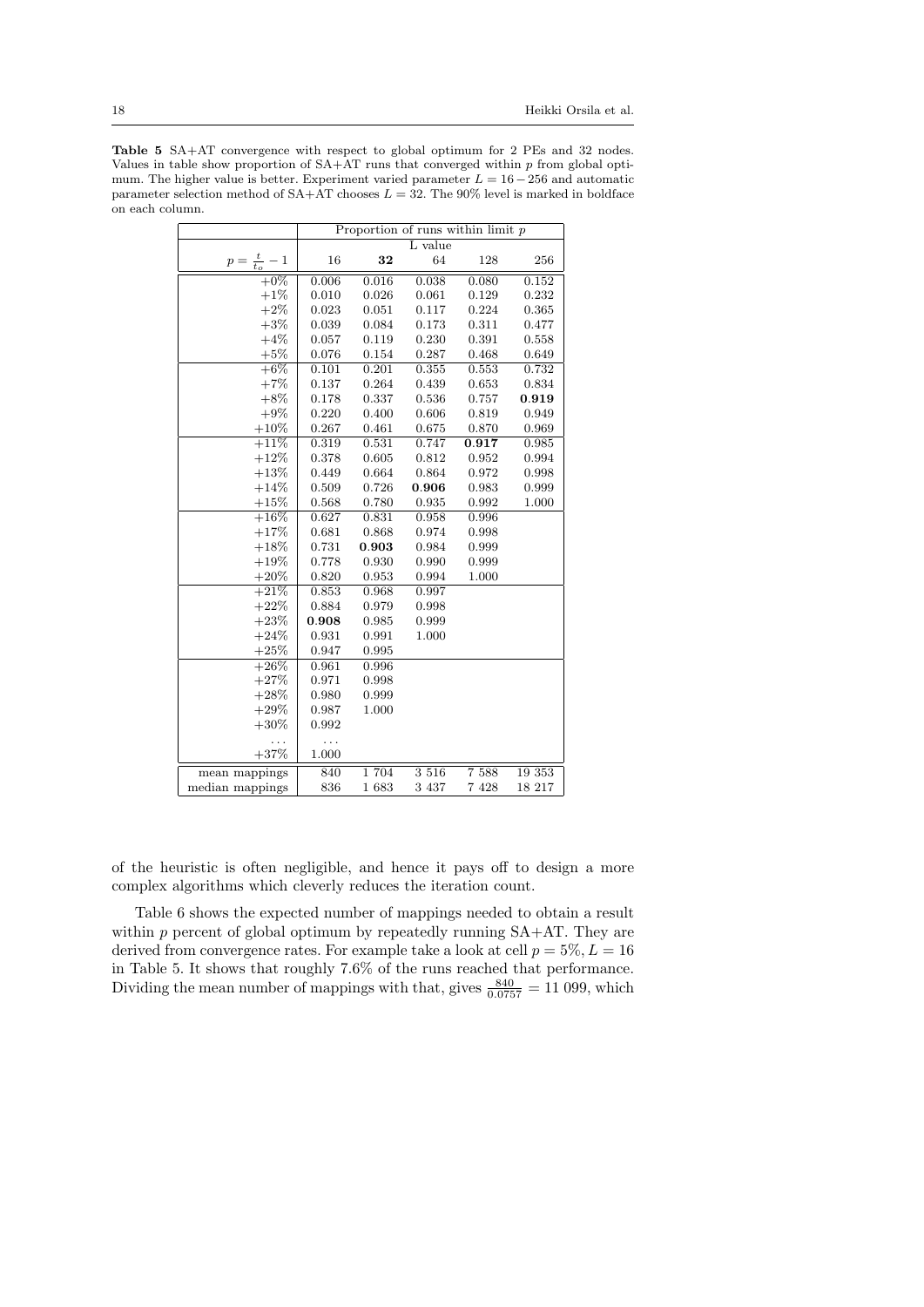**Table 5** SA+AT convergence with respect to global optimum for 2 PEs and 32 nodes. Values in table show proportion of SA+AT runs that converged within $p$ from global optimum. The higher value is better. Experiment varied parameter $L = 16 - 256$ and automatic parameter selection method of SA+AT chooses $L = 32$. The 90% level is marked in boldface on each column.

| | Proportion of runs within limit $p$ | | | | |
|---|---|---|---|---|---|
| | L value | | | | |
| $p = \frac{t}{t_o} - 1$ | 16 | **32** | 64 | 128 | 256 |
| +0% | 0.006 | 0.016 | 0.038 | 0.080 | 0.152 |
| +1% | 0.010 | 0.026 | 0.061 | 0.129 | 0.232 |
| +2% | 0.023 | 0.051 | 0.117 | 0.224 | 0.365 |
| +3% | 0.039 | 0.084 | 0.173 | 0.311 | 0.477 |
| +4% | 0.057 | 0.119 | 0.230 | 0.391 | 0.558 |
| +5% | 0.076 | 0.154 | 0.287 | 0.468 | 0.649 |
| +6% | 0.101 | 0.201 | 0.355 | 0.553 | 0.732 |
| +7% | 0.137 | 0.264 | 0.439 | 0.653 | 0.834 |
| +8% | 0.178 | 0.337 | 0.536 | 0.757 | **0.919** |
| +9% | 0.220 | 0.400 | 0.606 | 0.819 | 0.949 |
| +10% | 0.267 | 0.461 | 0.675 | 0.870 | 0.969 |
| +11% | 0.319 | 0.531 | 0.747 | **0.917** | 0.985 |
| +12% | 0.378 | 0.605 | 0.812 | 0.952 | 0.994 |
| +13% | 0.449 | 0.664 | 0.864 | 0.972 | 0.998 |
| +14% | 0.509 | 0.726 | **0.906** | 0.983 | 0.999 |
| +15% | 0.568 | 0.780 | 0.935 | 0.992 | 1.000 |
| +16% | 0.627 | 0.831 | 0.958 | 0.996 | |
| +17% | 0.681 | 0.868 | 0.974 | 0.998 | |
| +18% | 0.731 | **0.903** | 0.984 | 0.999 | |
| +19% | 0.778 | 0.930 | 0.990 | 0.999 | |
| +20% | 0.820 | 0.953 | 0.994 | 1.000 | |
| +21% | 0.853 | 0.968 | 0.997 | | |
| +22% | 0.884 | 0.979 | 0.998 | | |
| +23% | **0.908** | 0.985 | 0.999 | | |
| +24% | 0.931 | 0.991 | 1.000 | | |
| +25% | 0.947 | 0.995 | | | |
| +26% | 0.961 | 0.996 | | | |
| +27% | 0.971 | 0.998 | | | |
| +28% | 0.980 | 0.999 | | | |
| +29% | 0.987 | 1.000 | | | |
| +30% | 0.992 | | | | |
| ... | ... | | | | |
| +37% | 1.000 | | | | |
| mean mappings | 840 | 1 704 | 3 516 | 7 588 | 19 353 |
| median mappings | 836 | 1 683 | 3 437 | 7 428 | 18 217 |

of the heuristic is often negligible, and hence it pays off to design a more complex algorithms which cleverly reduces the iteration count.

Table 6 shows the expected number of mappings needed to obtain a result within $p$ percent of global optimum by repeatedly running SA+AT. They are derived from convergence rates. For example take a look at cell $p = 5\%, L = 16$ in Table 5. It shows that roughly 7.6% of the runs reached that performance. Dividing the mean number of mappings with that, gives $\frac{840}{0.0757} = 11\ 099$, which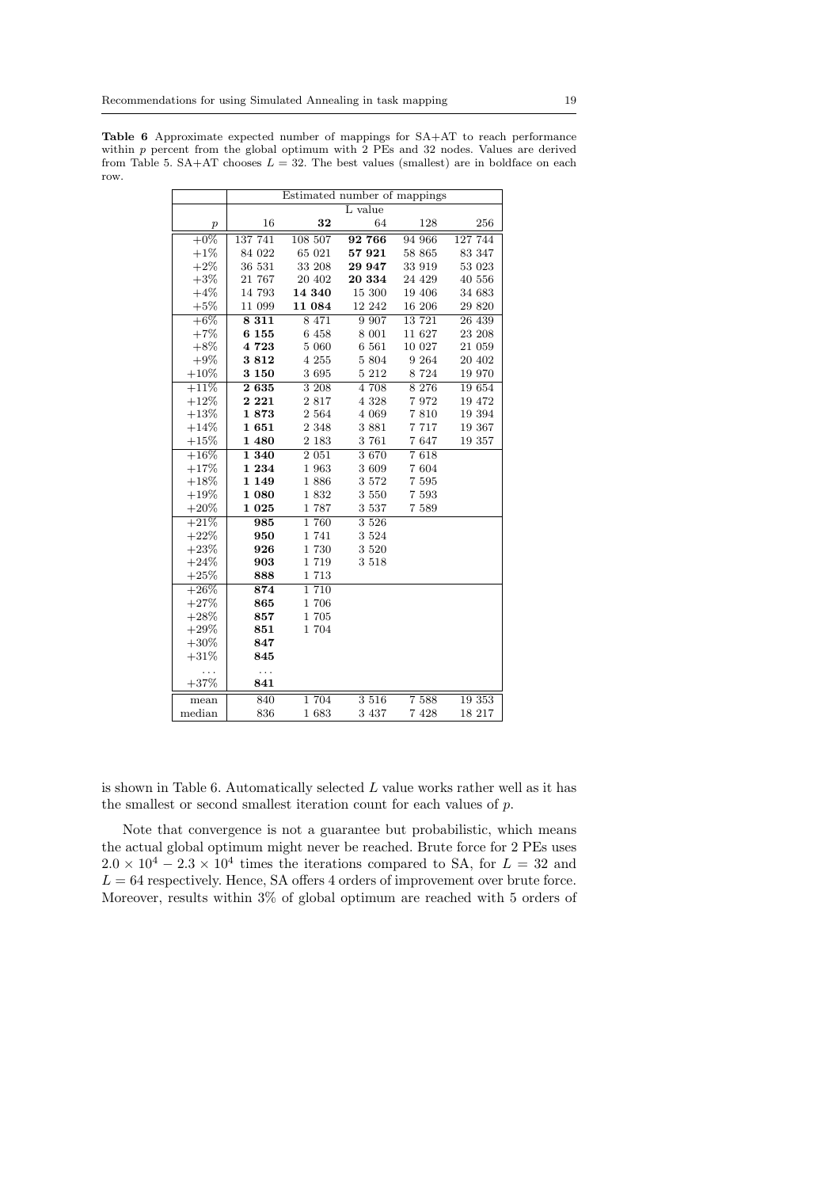**Table 6** Approximate expected number of mappings for SA+AT to reach performance within $p$ percent from the global optimum with 2 PEs and 32 nodes. Values are derived from Table 5. SA+AT chooses $L = 32$. The best values (smallest) are in boldface on each row.

| | Estimated number of mappings | | | | |
|---|---|---|---|---|---|
| | L value | | | | |
| $p$ | 16 | **32** | 64 | 128 | 256 |
| +0% | 137 741 | 108 507 | **92 766** | 94 966 | 127 744 |
| +1% | 84 022 | 65 021 | **57 921** | 58 865 | 83 347 |
| +2% | 36 531 | 33 208 | **29 947** | 33 919 | 53 023 |
| +3% | 21 767 | 20 402 | **20 334** | 24 429 | 40 556 |
| +4% | 14 793 | **14 340** | 15 300 | 19 406 | 34 683 |
| +5% | 11 099 | **11 084** | 12 242 | 16 206 | 29 820 |
| +6% | **8 311** | 8 471 | 9 907 | 13 721 | 26 439 |
| +7% | **6 155** | 6 458 | 8 001 | 11 627 | 23 208 |
| +8% | **4 723** | 5 060 | 6 561 | 10 027 | 21 059 |
| +9% | **3 812** | 4 255 | 5 804 | 9 264 | 20 402 |
| +10% | **3 150** | 3 695 | 5 212 | 8 724 | 19 970 |
| +11% | **2 635** | 3 208 | 4 708 | 8 276 | 19 654 |
| +12% | **2 221** | 2 817 | 4 328 | 7 972 | 19 472 |
| +13% | **1 873** | 2 564 | 4 069 | 7 810 | 19 394 |
| +14% | **1 651** | 2 348 | 3 881 | 7 717 | 19 367 |
| +15% | **1 480** | 2 183 | 3 761 | 7 647 | 19 357 |
| +16% | **1 340** | 2 051 | 3 670 | 7 618 | |
| +17% | **1 234** | 1 963 | 3 609 | 7 604 | |
| +18% | **1 149** | 1 886 | 3 572 | 7 595 | |
| +19% | **1 080** | 1 832 | 3 550 | 7 593 | |
| +20% | **1 025** | 1 787 | 3 537 | 7 589 | |
| +21% | **985** | 1 760 | 3 526 | | |
| +22% | **950** | 1 741 | 3 524 | | |
| +23% | **926** | 1 730 | 3 520 | | |
| +24% | **903** | 1 719 | 3 518 | | |
| +25% | **888** | 1 713 | | | |
| +26% | **874** | 1 710 | | | |
| +27% | **865** | 1 706 | | | |
| +28% | **857** | 1 705 | | | |
| +29% | **851** | 1 704 | | | |
| +30% | **847** | | | | |
| +31% | **845** | | | | |
| ... | ... | | | | |
| +37% | **841** | | | | |
| mean | 840 | 1 704 | 3 516 | 7 588 | 19 353 |
| median | 836 | 1 683 | 3 437 | 7 428 | 18 217 |

is shown in Table 6. Automatically selected $L$ value works rather well as it has the smallest or second smallest iteration count for each values of $p$.

Note that convergence is not a guarantee but probabilistic, which means the actual global optimum might never be reached. Brute force for 2 PEs uses $2.0 \times 10^4 - 2.3 \times 10^4$ times the iterations compared to SA, for $L = 32$ and $L = 64$ respectively. Hence, SA offers 4 orders of improvement over brute force. Moreover, results within 3% of global optimum are reached with 5 orders of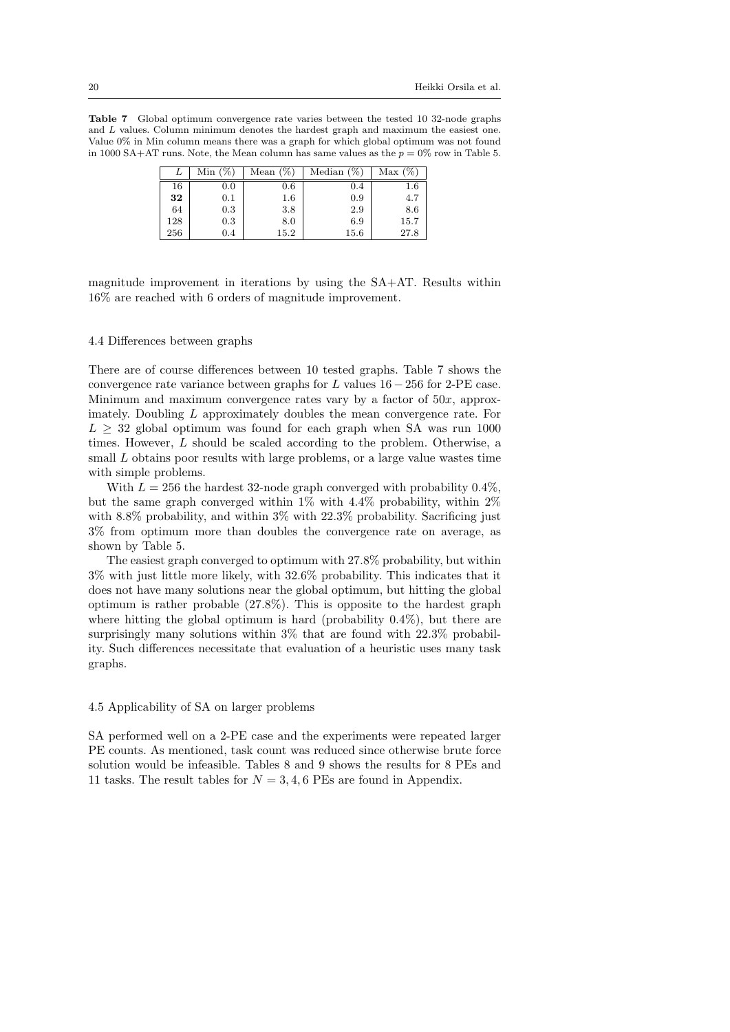**Table 7** Global optimum convergence rate varies between the tested 10 32-node graphs and $L$ values. Column minimum denotes the hardest graph and maximum the easiest one. Value 0% in Min column means there was a graph for which global optimum was not found in 1000 SA+AT runs. Note, the Mean column has same values as the $p = 0\%$ row in Table 5.

| $L$ | Min (%) | Mean (%) | Median (%) | Max (%) |
|---|---|---|---|---|
| 16 | 0.0 | 0.6 | 0.4 | 1.6 |
| **32** | 0.1 | 1.6 | 0.9 | 4.7 |
| 64 | 0.3 | 3.8 | 2.9 | 8.6 |
| 128 | 0.3 | 8.0 | 6.9 | 15.7 |
| 256 | 0.4 | 15.2 | 15.6 | 27.8 |

magnitude improvement in iterations by using the SA+AT. Results within 16% are reached with 6 orders of magnitude improvement.

### 4.4 Differences between graphs

There are of course differences between 10 tested graphs. Table 7 shows the convergence rate variance between graphs for $L$ values $16 - 256$ for 2-PE case. Minimum and maximum convergence rates vary by a factor of $50x$, approximately. Doubling $L$ approximately doubles the mean convergence rate. For $L \geq 32$ global optimum was found for each graph when SA was run 1000 times. However, $L$ should be scaled according to the problem. Otherwise, a small $L$ obtains poor results with large problems, or a large value wastes time with simple problems.

With $L = 256$ the hardest 32-node graph converged with probability 0.4%, but the same graph converged within 1% with 4.4% probability, within 2% with 8.8% probability, and within 3% with 22.3% probability. Sacrificing just 3% from optimum more than doubles the convergence rate on average, as shown by Table 5.

The easiest graph converged to optimum with 27.8% probability, but within 3% with just little more likely, with 32.6% probability. This indicates that it does not have many solutions near the global optimum, but hitting the global optimum is rather probable (27.8%). This is opposite to the hardest graph where hitting the global optimum is hard (probability 0.4%), but there are surprisingly many solutions within 3% that are found with 22.3% probability. Such differences necessitate that evaluation of a heuristic uses many task graphs.

### 4.5 Applicability of SA on larger problems

SA performed well on a 2-PE case and the experiments were repeated larger PE counts. As mentioned, task count was reduced since otherwise brute force solution would be infeasible. Tables 8 and 9 shows the results for 8 PEs and 11 tasks. The result tables for $N = 3, 4, 6$ PEs are found in Appendix.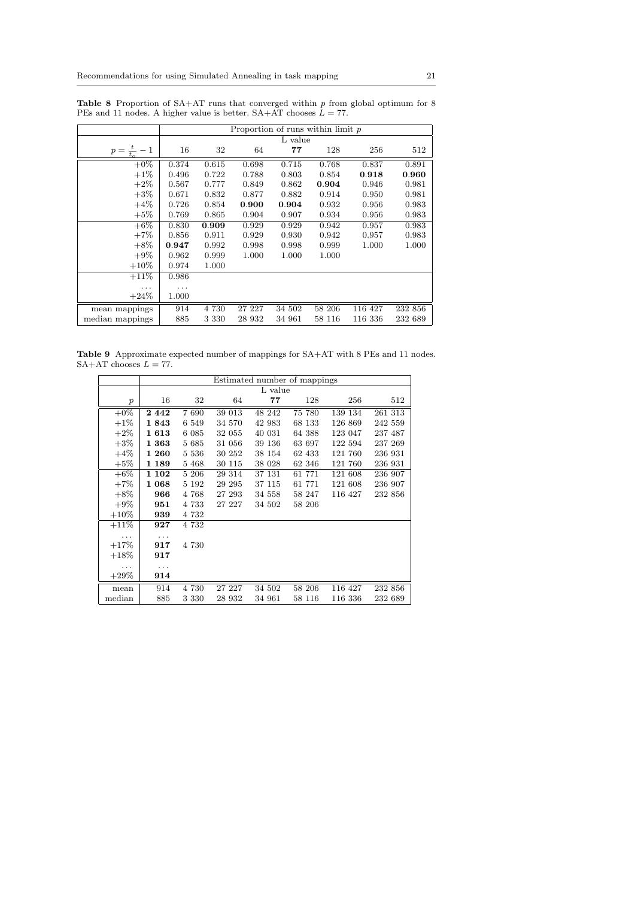**Table 8** Proportion of SA+AT runs that converged within $p$ from global optimum for 8 PEs and 11 nodes. A higher value is better. SA+AT chooses $L = 77$.

| | Proportion of runs within limit $p$ | | | | | | |
|---|---|---|---|---|---|---|---|
| | L value | | | | | | |
| $p = \frac{t}{t_o} - 1$ | 16 | 32 | 64 | **77** | 128 | 256 | 512 |
| +0% | 0.374 | 0.615 | 0.698 | 0.715 | 0.768 | 0.837 | 0.891 |
| +1% | 0.496 | 0.722 | 0.788 | 0.803 | 0.854 | **0.918** | **0.960** |
| +2% | 0.567 | 0.777 | 0.849 | 0.862 | **0.904** | 0.946 | 0.981 |
| +3% | 0.671 | 0.832 | 0.877 | 0.882 | 0.914 | 0.950 | 0.981 |
| +4% | 0.726 | 0.854 | **0.900** | **0.904** | 0.932 | 0.956 | 0.983 |
| +5% | 0.769 | 0.865 | 0.904 | 0.907 | 0.934 | 0.956 | 0.983 |
| +6% | 0.830 | **0.909** | 0.929 | 0.929 | 0.942 | 0.957 | 0.983 |
| +7% | 0.856 | 0.911 | 0.929 | 0.930 | 0.942 | 0.957 | 0.983 |
| +8% | **0.947** | 0.992 | 0.998 | 0.998 | 0.999 | 1.000 | 1.000 |
| +9% | 0.962 | 0.999 | 1.000 | 1.000 | 1.000 | | |
| +10% | 0.974 | 1.000 | | | | | |
| +11% | 0.986 | | | | | | |
| ... | ... | | | | | | |
| +24% | 1.000 | | | | | | |
| mean mappings | 914 | 4 730 | 27 227 | 34 502 | 58 206 | 116 427 | 232 856 |
| median mappings | 885 | 3 330 | 28 932 | 34 961 | 58 116 | 116 336 | 232 689 |

**Table 9** Approximate expected number of mappings for SA+AT with 8 PEs and 11 nodes. SA+AT chooses $L = 77$.

| | Estimated number of mappings | | | | | | |
|---|---|---|---|---|---|---|---|
| | L value | | | | | | |
| $p$ | 16 | 32 | 64 | **77** | 128 | 256 | 512 |
| +0% | **2 442** | 7 690 | 39 013 | 48 242 | 75 780 | 139 134 | 261 313 |
| +1% | **1 843** | 6 549 | 34 570 | 42 983 | 68 133 | 126 869 | 242 559 |
| +2% | **1 613** | 6 085 | 32 055 | 40 031 | 64 388 | 123 047 | 237 487 |
| +3% | **1 363** | 5 685 | 31 056 | 39 136 | 63 697 | 122 594 | 237 269 |
| +4% | **1 260** | 5 536 | 30 252 | 38 154 | 62 433 | 121 760 | 236 931 |
| +5% | **1 189** | 5 468 | 30 115 | 38 028 | 62 346 | 121 760 | 236 931 |
| +6% | **1 102** | 5 206 | 29 314 | 37 131 | 61 771 | 121 608 | 236 907 |
| +7% | **1 068** | 5 192 | 29 295 | 37 115 | 61 771 | 121 608 | 236 907 |
| +8% | **966** | 4 768 | 27 293 | 34 558 | 58 247 | 116 427 | 232 856 |
| +9% | **951** | 4 733 | 27 227 | 34 502 | 58 206 | | |
| +10% | **939** | 4 732 | | | | | |
| +11% | **927** | 4 732 | | | | | |
| ... | ... | | | | | | |
| +17% | **917** | 4 730 | | | | | |
| +18% | **917** | | | | | | |
| ... | ... | | | | | | |
| +29% | **914** | | | | | | |
| mean | 914 | 4 730 | 27 227 | 34 502 | 58 206 | 116 427 | 232 856 |
| median | 885 | 3 330 | 28 932 | 34 961 | 58 116 | 116 336 | 232 689 |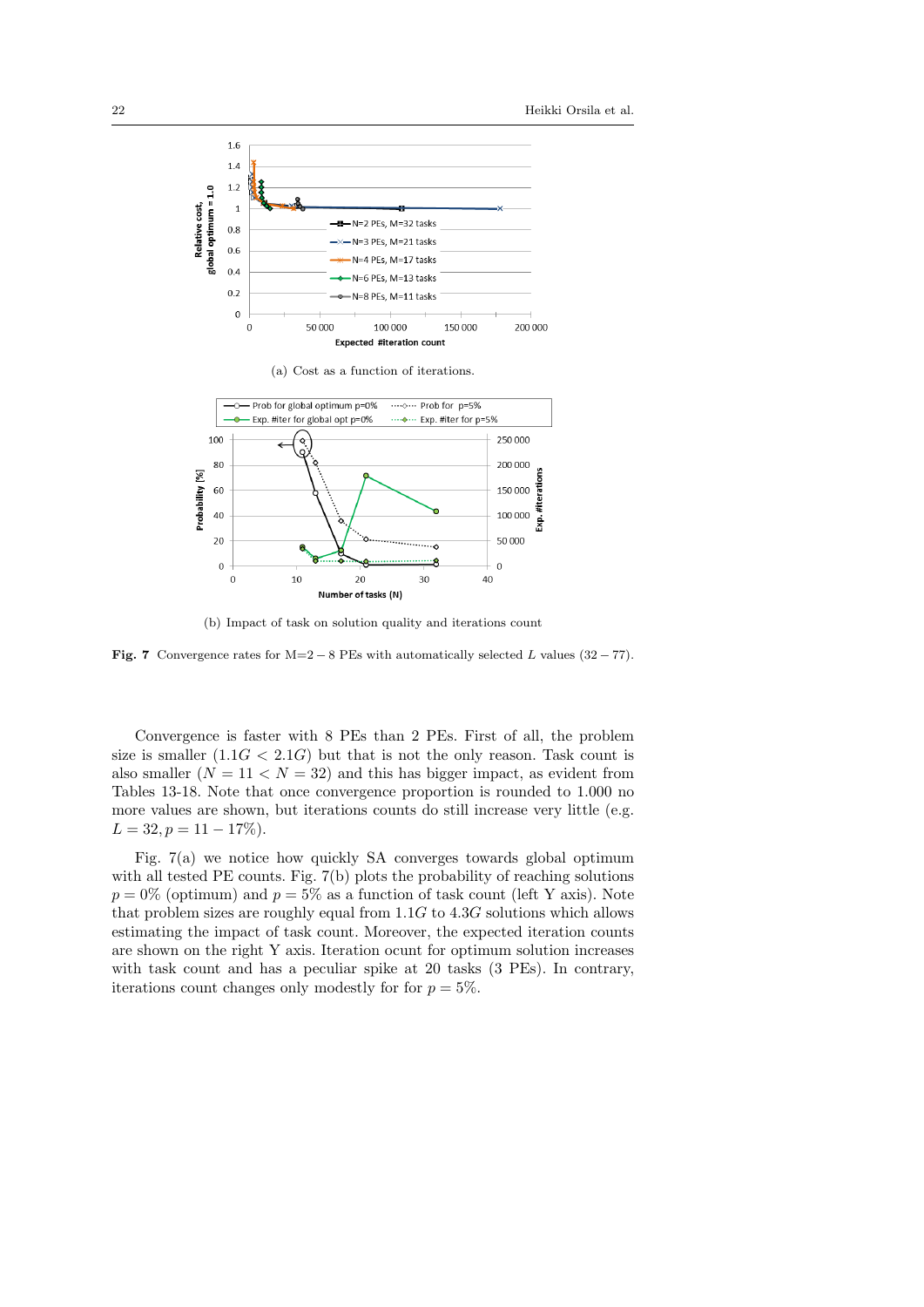(a) Cost as a function of iterations.

(b) Impact of task on solution quality and iterations count

**Fig. 7** Convergence rates for M=2 − 8 PEs with automatically selected $L$ values (32 − 77).

Convergence is faster with 8 PEs than 2 PEs. First of all, the problem size is smaller ($1.1G < 2.1G$) but that is not the only reason. Task count is also smaller ($N = 11 < N = 32$) and this has bigger impact, as evident from Tables 13-18. Note that once convergence proportion is rounded to 1.000 no more values are shown, but iterations counts do still increase very little (e.g. $L = 32, p = 11 - 17\%$).

Fig. 7(a) we notice how quickly SA converges towards global optimum with all tested PE counts. Fig. 7(b) plots the probability of reaching solutions $p = 0\%$ (optimum) and $p = 5\%$ as a function of task count (left Y axis). Note that problem sizes are roughly equal from $1.1G$ to $4.3G$ solutions which allows estimating the impact of task count. Moreover, the expected iteration counts are shown on the right Y axis. Iteration ocunt for optimum solution increases with task count and has a peculiar spike at 20 tasks (3 PEs). In contrary, iterations count changes only modestly for for $p = 5\%$.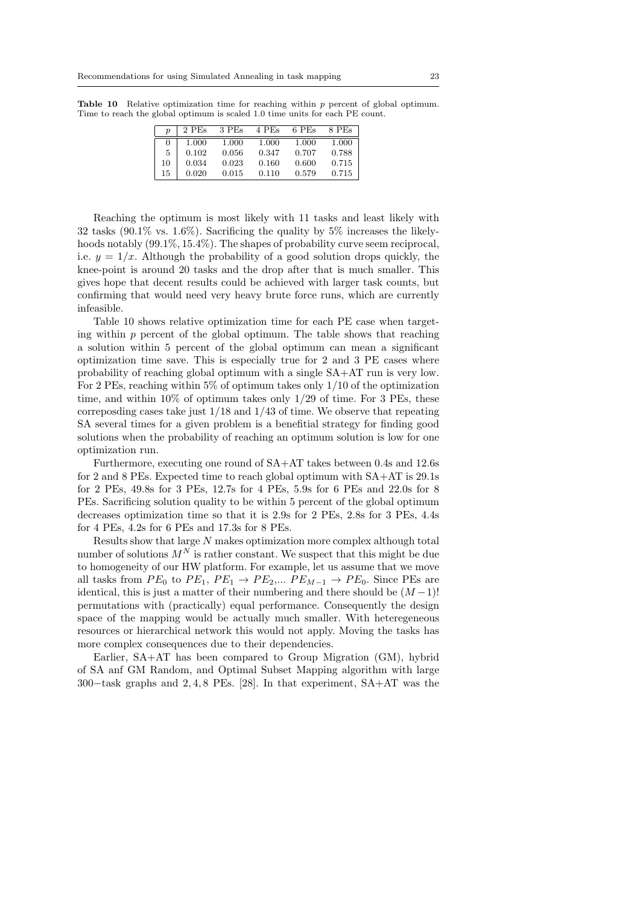**Table 10** Relative optimization time for reaching within $p$ percent of global optimum. Time to reach the global optimum is scaled 1.0 time units for each PE count.

| $p$ | 2 PEs | 3 PEs | 4 PEs | 6 PEs | 8 PEs |
|---|---|---|---|---|---|
| 0 | 1.000 | 1.000 | 1.000 | 1.000 | 1.000 |
| 5 | 0.102 | 0.056 | 0.347 | 0.707 | 0.788 |
| 10 | 0.034 | 0.023 | 0.160 | 0.600 | 0.715 |
| 15 | 0.020 | 0.015 | 0.110 | 0.579 | 0.715 |

Reaching the optimum is most likely with 11 tasks and least likely with 32 tasks (90.1% vs. 1.6%). Sacrificing the quality by 5% increases the likelyhoods notably (99.1%, 15.4%). The shapes of probability curve seem reciprocal, i.e. $y = 1/x$. Although the probability of a good solution drops quickly, the knee-point is around 20 tasks and the drop after that is much smaller. This gives hope that decent results could be achieved with larger task counts, but confirming that would need very heavy brute force runs, which are currently infeasible.

Table 10 shows relative optimization time for each PE case when targeting within $p$ percent of the global optimum. The table shows that reaching a solution within 5 percent of the global optimum can mean a significant optimization time save. This is especially true for 2 and 3 PE cases where probability of reaching global optimum with a single SA+AT run is very low. For 2 PEs, reaching within 5% of optimum takes only 1/10 of the optimization time, and within 10% of optimum takes only 1/29 of time. For 3 PEs, these correposding cases take just 1/18 and 1/43 of time. We observe that repeating SA several times for a given problem is a benefitial strategy for finding good solutions when the probability of reaching an optimum solution is low for one optimization run.

Furthermore, executing one round of SA+AT takes between 0.4s and 12.6s for 2 and 8 PEs. Expected time to reach global optimum with SA+AT is 29.1s for 2 PEs, 49.8s for 3 PEs, 12.7s for 4 PEs, 5.9s for 6 PEs and 22.0s for 8 PEs. Sacrificing solution quality to be within 5 percent of the global optimum decreases optimization time so that it is 2.9s for 2 PEs, 2.8s for 3 PEs, 4.4s for 4 PEs, 4.2s for 6 PEs and 17.3s for 8 PEs.

Results show that large $N$ makes optimization more complex although total number of solutions $M^N$ is rather constant. We suspect that this might be due to homogeneity of our HW platform. For example, let us assume that we move all tasks from $PE_0$ to $PE_1$, $PE_1 \rightarrow PE_2$,... $PE_{M-1} \rightarrow PE_0$. Since PEs are identical, this is just a matter of their numbering and there should be $(M-1)!$ permutations with (practically) equal performance. Consequently the design space of the mapping would be actually much smaller. With heteregeneous resources or hierarchical network this would not apply. Moving the tasks has more complex consequences due to their dependencies.

Earlier, SA+AT has been compared to Group Migration (GM), hybrid of SA anf GM Random, and Optimal Subset Mapping algorithm with large 300−task graphs and 2, 4, 8 PEs. [28]. In that experiment, SA+AT was the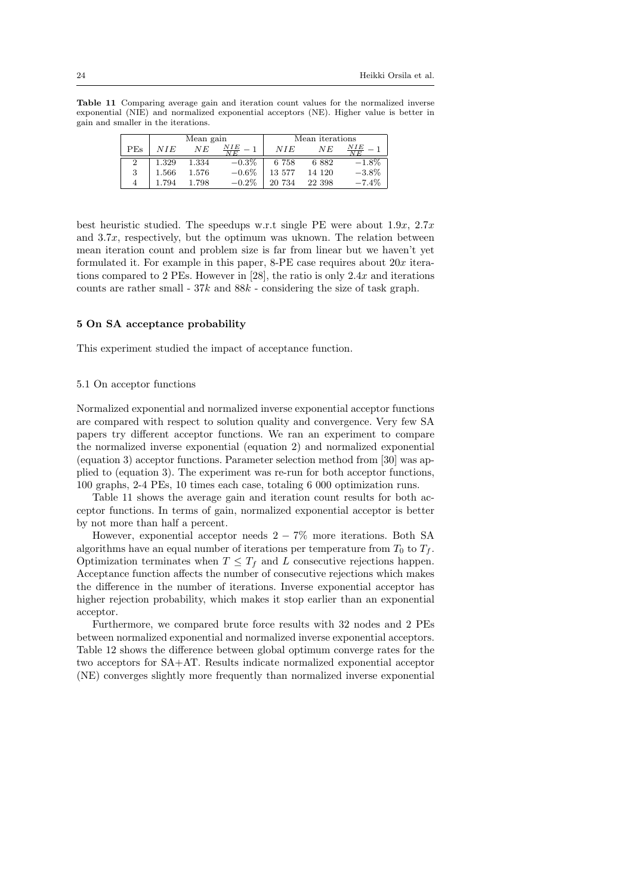**Table 11** Comparing average gain and iteration count values for the normalized inverse exponential (NIE) and normalized exponential acceptors (NE). Higher value is better in gain and smaller in the iterations.

| | Mean gain | | | Mean iterations | | |
|---|---|---|---|---|---|---|
| PEs | $NIE$ | $NE$ | $\frac{NIE}{NE} - 1$ | $NIE$ | $NE$ | $\frac{NIE}{NE} - 1$ |
| 2 | 1.329 | 1.334 | $-0.3\%$ | 6 758 | 6 882 | $-1.8\%$ |
| 3 | 1.566 | 1.576 | $-0.6\%$ | 13 577 | 14 120 | $-3.8\%$ |
| 4 | 1.794 | 1.798 | $-0.2\%$ | 20 734 | 22 398 | $-7.4\%$ |

best heuristic studied. The speedups w.r.t single PE were about $1.9x$, $2.7x$ and $3.7x$, respectively, but the optimum was uknown. The relation between mean iteration count and problem size is far from linear but we haven't yet formulated it. For example in this paper, 8-PE case requires about $20x$ iterations compared to 2 PEs. However in [28], the ratio is only $2.4x$ and iterations counts are rather small - $37k$ and $88k$ - considering the size of task graph.

## 5 On SA acceptance probability

This experiment studied the impact of acceptance function.

### 5.1 On acceptor functions

Normalized exponential and normalized inverse exponential acceptor functions are compared with respect to solution quality and convergence. Very few SA papers try different acceptor functions. We ran an experiment to compare the normalized inverse exponential (equation 2) and normalized exponential (equation 3) acceptor functions. Parameter selection method from [30] was applied to (equation 3). The experiment was re-run for both acceptor functions, 100 graphs, 2-4 PEs, 10 times each case, totaling 6 000 optimization runs.

Table 11 shows the average gain and iteration count results for both acceptor functions. In terms of gain, normalized exponential acceptor is better by not more than half a percent.

However, exponential acceptor needs $2 - 7\%$ more iterations. Both SA algorithms have an equal number of iterations per temperature from $T_0$ to $T_f$. Optimization terminates when $T \leq T_f$ and $L$ consecutive rejections happen. Acceptance function affects the number of consecutive rejections which makes the difference in the number of iterations. Inverse exponential acceptor has higher rejection probability, which makes it stop earlier than an exponential acceptor.

Furthermore, we compared brute force results with 32 nodes and 2 PEs between normalized exponential and normalized inverse exponential acceptors. Table 12 shows the difference between global optimum converge rates for the two acceptors for SA+AT. Results indicate normalized exponential acceptor (NE) converges slightly more frequently than normalized inverse exponential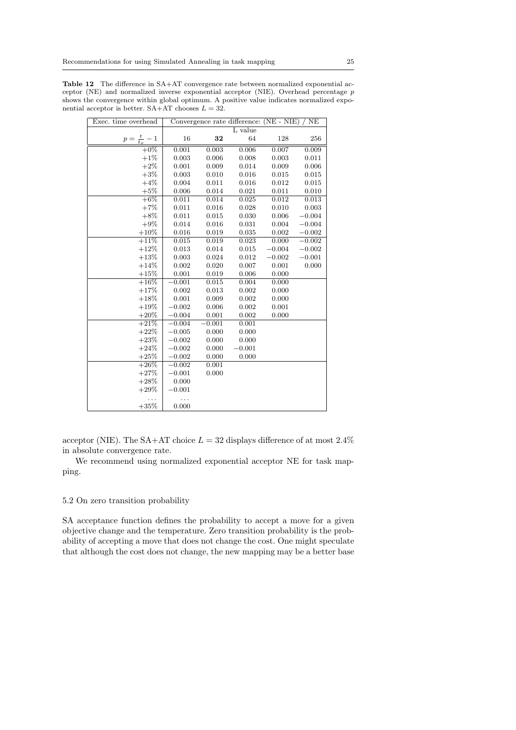**Table 12** The difference in SA+AT convergence rate between normalized exponential acceptor (NE) and normalized inverse exponential acceptor (NIE). Overhead percentage $p$ shows the convergence within global optimum. A positive value indicates normalized exponential acceptor is better. SA+AT chooses $L = 32$.

| Exec. time overhead | Convergence rate difference: (NE - NIE) / NE | | | | |
|---|---|---|---|---|---|
| | L value | | | | |
| $p = \frac{t}{t_o} - 1$ | 16 | **32** | 64 | 128 | 256 |
| +0% | 0.001 | 0.003 | 0.006 | 0.007 | 0.009 |
| +1% | 0.003 | 0.006 | 0.008 | 0.003 | 0.011 |
| +2% | 0.001 | 0.009 | 0.014 | 0.009 | 0.006 |
| +3% | 0.003 | 0.010 | 0.016 | 0.015 | 0.015 |
| +4% | 0.004 | 0.011 | 0.016 | 0.012 | 0.015 |
| +5% | 0.006 | 0.014 | 0.021 | 0.011 | 0.010 |
| +6% | 0.011 | 0.014 | 0.025 | 0.012 | 0.013 |
| +7% | 0.011 | 0.016 | 0.028 | 0.010 | 0.003 |
| +8% | 0.011 | 0.015 | 0.030 | 0.006 | −0.004 |
| +9% | 0.014 | 0.016 | 0.031 | 0.004 | −0.004 |
| +10% | 0.016 | 0.019 | 0.035 | 0.002 | −0.002 |
| +11% | 0.015 | 0.019 | 0.023 | 0.000 | −0.002 |
| +12% | 0.013 | 0.014 | 0.015 | −0.004 | −0.002 |
| +13% | 0.003 | 0.024 | 0.012 | −0.002 | −0.001 |
| +14% | 0.002 | 0.020 | 0.007 | 0.001 | 0.000 |
| +15% | 0.001 | 0.019 | 0.006 | 0.000 | |
| +16% | −0.001 | 0.015 | 0.004 | 0.000 | |
| +17% | 0.002 | 0.013 | 0.002 | 0.000 | |
| +18% | 0.001 | 0.009 | 0.002 | 0.000 | |
| +19% | −0.002 | 0.006 | 0.002 | 0.001 | |
| +20% | −0.004 | 0.001 | 0.002 | 0.000 | |
| +21% | −0.004 | −0.001 | 0.001 | | |
| +22% | −0.005 | 0.000 | 0.000 | | |
| +23% | −0.002 | 0.000 | 0.000 | | |
| +24% | −0.002 | 0.000 | −0.001 | | |
| +25% | −0.002 | 0.000 | 0.000 | | |
| +26% | −0.002 | 0.001 | | | |
| +27% | −0.001 | 0.000 | | | |
| +28% | 0.000 | | | | |
| +29% | −0.001 | | | | |
| ... | ... | | | | |
| +35% | 0.000 | | | | |

acceptor (NIE). The SA+AT choice $L = 32$ displays difference of at most 2.4% in absolute convergence rate.

We recommend using normalized exponential acceptor NE for task mapping.

### 5.2 On zero transition probability

SA acceptance function defines the probability to accept a move for a given objective change and the temperature. Zero transition probability is the probability of accepting a move that does not change the cost. One might speculate that although the cost does not change, the new mapping may be a better base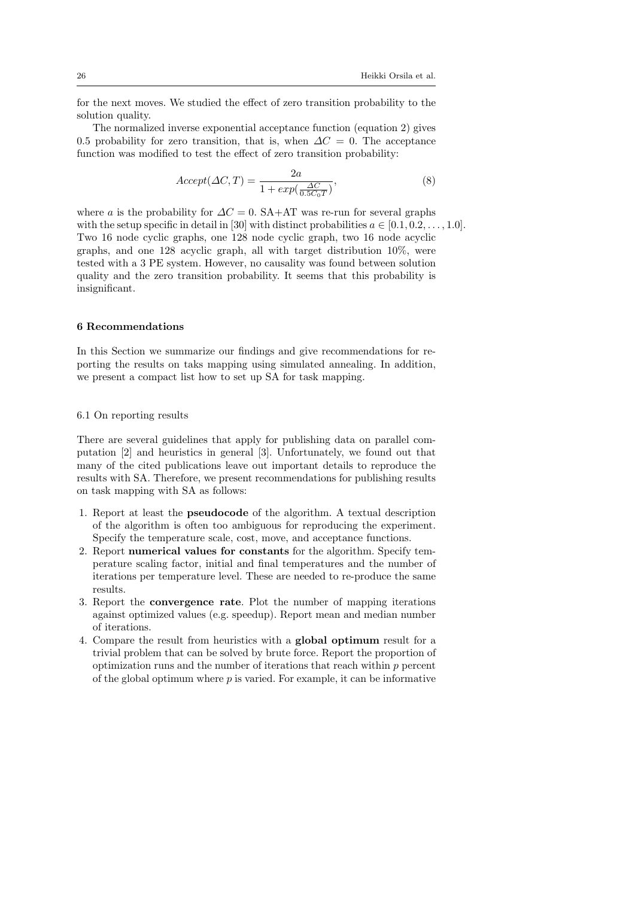for the next moves. We studied the effect of zero transition probability to the solution quality.

The normalized inverse exponential acceptance function (equation 2) gives 0.5 probability for zero transition, that is, when $\Delta C = 0$. The acceptance function was modified to test the effect of zero transition probability:

$$Accept(\Delta C, T) = \frac{2a}{1 + exp(\frac{\Delta C}{0.5 C_0 T})}, \tag{8}$$

where $a$ is the probability for $\Delta C = 0$. SA+AT was re-run for several graphs with the setup specific in detail in [30] with distinct probabilities $a \in [0.1, 0.2, \ldots, 1.0]$. Two 16 node cyclic graphs, one 128 node cyclic graph, two 16 node acyclic graphs, and one 128 acyclic graph, all with target distribution 10%, were tested with a 3 PE system. However, no causality was found between solution quality and the zero transition probability. It seems that this probability is insignificant.

## 6 Recommendations

In this Section we summarize our findings and give recommendations for reporting the results on taks mapping using simulated annealing. In addition, we present a compact list how to set up SA for task mapping.

### 6.1 On reporting results

There are several guidelines that apply for publishing data on parallel computation [2] and heuristics in general [3]. Unfortunately, we found out that many of the cited publications leave out important details to reproduce the results with SA. Therefore, we present recommendations for publishing results on task mapping with SA as follows:

1. Report at least the **pseudocode** of the algorithm. A textual description of the algorithm is often too ambiguous for reproducing the experiment. Specify the temperature scale, cost, move, and acceptance functions.
2. Report **numerical values for constants** for the algorithm. Specify temperature scaling factor, initial and final temperatures and the number of iterations per temperature level. These are needed to re-produce the same results.
3. Report the **convergence rate**. Plot the number of mapping iterations against optimized values (e.g. speedup). Report mean and median number of iterations.
4. Compare the result from heuristics with a **global optimum** result for a trivial problem that can be solved by brute force. Report the proportion of optimization runs and the number of iterations that reach within $p$ percent of the global optimum where $p$ is varied. For example, it can be informative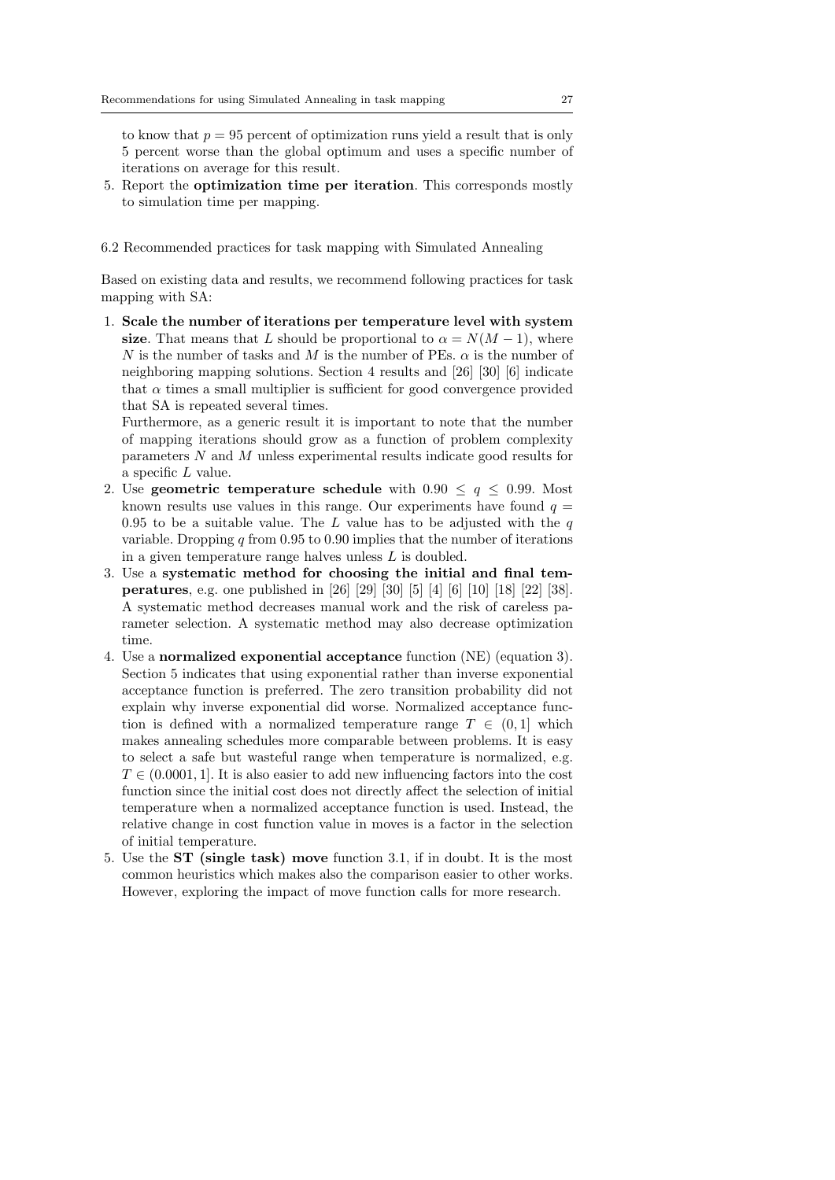to know that $p = 95$ percent of optimization runs yield a result that is only 5 percent worse than the global optimum and uses a specific number of iterations on average for this result.

5. Report the **optimization time per iteration**. This corresponds mostly to simulation time per mapping.

### 6.2 Recommended practices for task mapping with Simulated Annealing

Based on existing data and results, we recommend following practices for task mapping with SA:

1. **Scale the number of iterations per temperature level with system size**. That means that $L$ should be proportional to $\alpha = N(M-1)$, where $N$ is the number of tasks and $M$ is the number of PEs. $\alpha$ is the number of neighboring mapping solutions. Section 4 results and [26] [30] [6] indicate that $\alpha$ times a small multiplier is sufficient for good convergence provided that SA is repeated several times.
   Furthermore, as a generic result it is important to note that the number of mapping iterations should grow as a function of problem complexity parameters $N$ and $M$ unless experimental results indicate good results for a specific $L$ value.
2. Use **geometric temperature schedule** with $0.90 \leq q \leq 0.99$. Most known results use values in this range. Our experiments have found $q = 0.95$ to be a suitable value. The $L$ value has to be adjusted with the $q$ variable. Dropping $q$ from 0.95 to 0.90 implies that the number of iterations in a given temperature range halves unless $L$ is doubled.
3. Use a **systematic method for choosing the initial and final temperatures**, e.g. one published in [26] [29] [30] [5] [4] [6] [10] [18] [22] [38]. A systematic method decreases manual work and the risk of careless parameter selection. A systematic method may also decrease optimization time.
4. Use a **normalized exponential acceptance** function (NE) (equation 3). Section 5 indicates that using exponential rather than inverse exponential acceptance function is preferred. The zero transition probability did not explain why inverse exponential did worse. Normalized acceptance function is defined with a normalized temperature range $T \in (0, 1]$ which makes annealing schedules more comparable between problems. It is easy to select a safe but wasteful range when temperature is normalized, e.g. $T \in (0.0001, 1]$. It is also easier to add new influencing factors into the cost function since the initial cost does not directly affect the selection of initial temperature when a normalized acceptance function is used. Instead, the relative change in cost function value in moves is a factor in the selection of initial temperature.
5. Use the **ST (single task) move** function 3.1, if in doubt. It is the most common heuristics which makes also the comparison easier to other works. However, exploring the impact of move function calls for more research.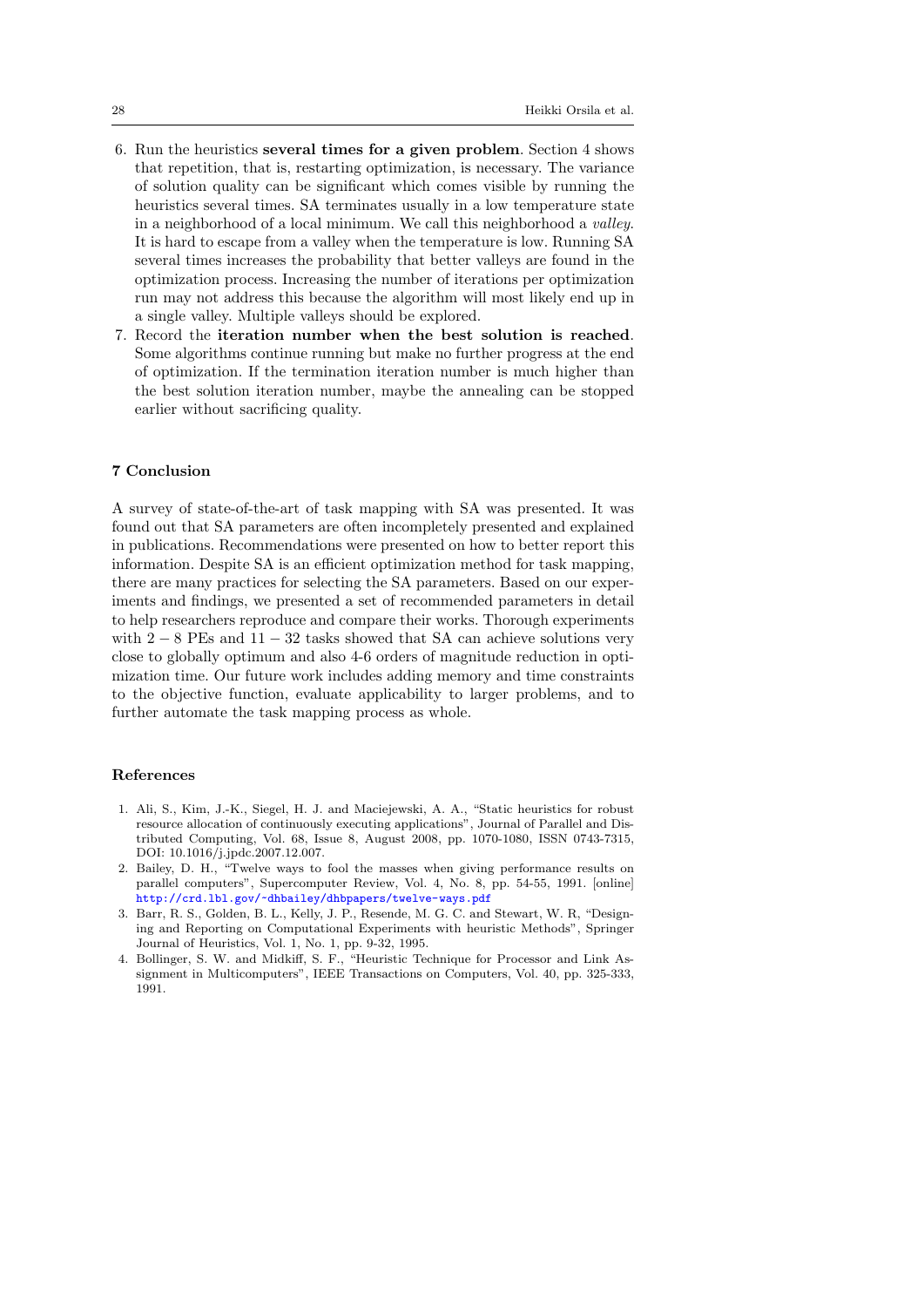6. Run the heuristics **several times for a given problem**. Section 4 shows that repetition, that is, restarting optimization, is necessary. The variance of solution quality can be significant which comes visible by running the heuristics several times. SA terminates usually in a low temperature state in a neighborhood of a local minimum. We call this neighborhood a *valley*. It is hard to escape from a valley when the temperature is low. Running SA several times increases the probability that better valleys are found in the optimization process. Increasing the number of iterations per optimization run may not address this because the algorithm will most likely end up in a single valley. Multiple valleys should be explored.
7. Record the **iteration number when the best solution is reached**. Some algorithms continue running but make no further progress at the end of optimization. If the termination iteration number is much higher than the best solution iteration number, maybe the annealing can be stopped earlier without sacrificing quality.

## 7 Conclusion

A survey of state-of-the-art of task mapping with SA was presented. It was found out that SA parameters are often incompletely presented and explained in publications. Recommendations were presented on how to better report this information. Despite SA is an efficient optimization method for task mapping, there are many practices for selecting the SA parameters. Based on our experiments and findings, we presented a set of recommended parameters in detail to help researchers reproduce and compare their works. Thorough experiments with $2-8$ PEs and $11-32$ tasks showed that SA can achieve solutions very close to globally optimum and also 4-6 orders of magnitude reduction in optimization time. Our future work includes adding memory and time constraints to the objective function, evaluate applicability to larger problems, and to further automate the task mapping process as whole.

## References

1. Ali, S., Kim, J.-K., Siegel, H. J. and Maciejewski, A. A., "Static heuristics for robust resource allocation of continuously executing applications", Journal of Parallel and Distributed Computing, Vol. 68, Issue 8, August 2008, pp. 1070-1080, ISSN 0743-7315, DOI: 10.1016/j.jpdc.2007.12.007.
2. Bailey, D. H., "Twelve ways to fool the masses when giving performance results on parallel computers", Supercomputer Review, Vol. 4, No. 8, pp. 54-55, 1991. [online] http://crd.lbl.gov/~dhbailey/dhbpapers/twelve-ways.pdf
3. Barr, R. S., Golden, B. L., Kelly, J. P., Resende, M. G. C. and Stewart, W. R, "Designing and Reporting on Computational Experiments with heuristic Methods", Springer Journal of Heuristics, Vol. 1, No. 1, pp. 9-32, 1995.
4. Bollinger, S. W. and Midkiff, S. F., "Heuristic Technique for Processor and Link Assignment in Multicomputers", IEEE Transactions on Computers, Vol. 40, pp. 325-333, 1991.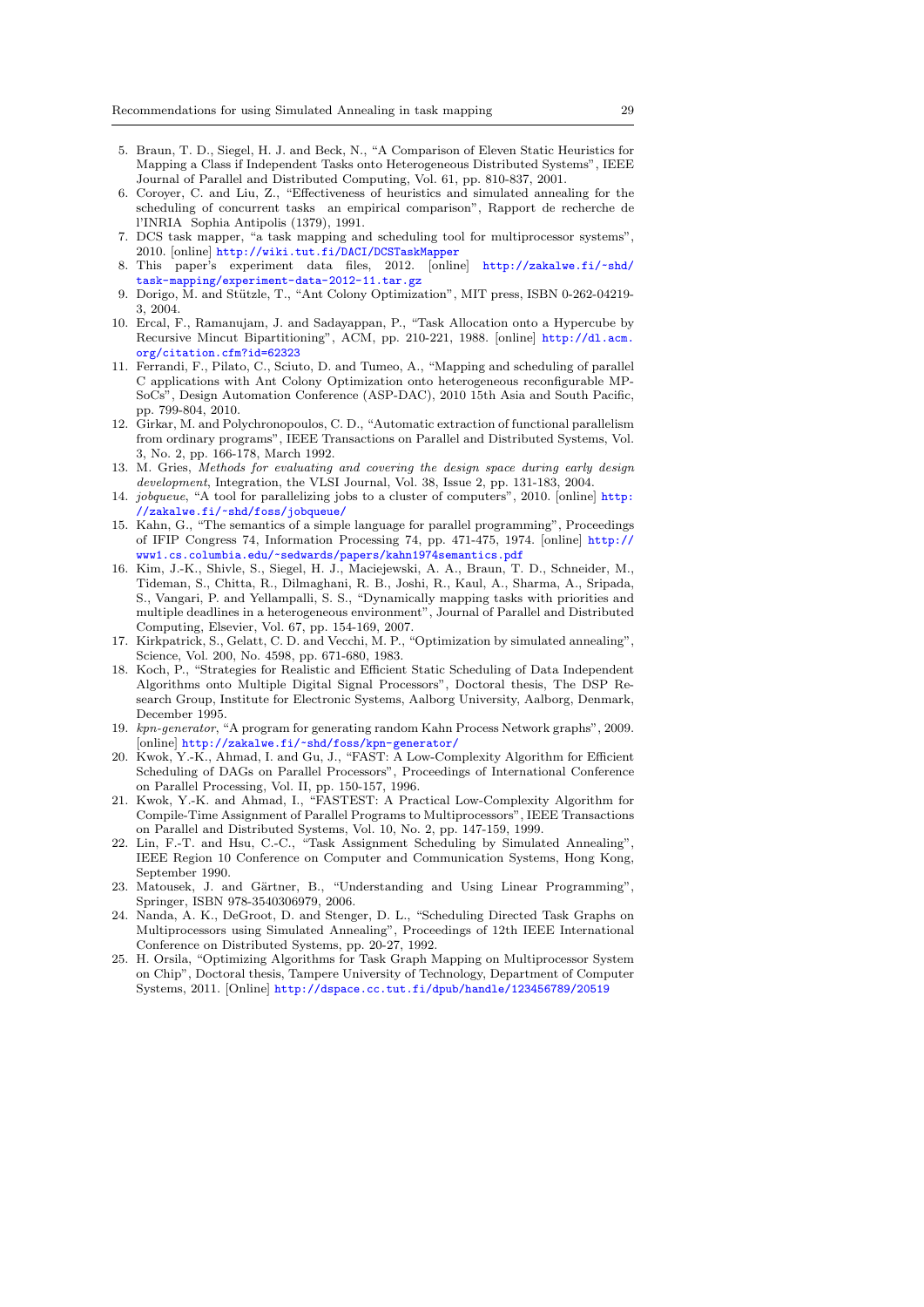5. Braun, T. D., Siegel, H. J. and Beck, N., "A Comparison of Eleven Static Heuristics for Mapping a Class if Independent Tasks onto Heterogeneous Distributed Systems", IEEE Journal of Parallel and Distributed Computing, Vol. 61, pp. 810-837, 2001.
6. Coroyer, C. and Liu, Z., "Effectiveness of heuristics and simulated annealing for the scheduling of concurrent tasks an empirical comparison", Rapport de recherche de l'INRIA Sophia Antipolis (1379), 1991.
7. DCS task mapper, "a task mapping and scheduling tool for multiprocessor systems", 2010. [online] http://wiki.tut.fi/DACI/DCSTaskMapper
8. This paper's experiment data files, 2012. [online] http://zakalwe.fi/~shd/task-mapping/experiment-data-2012-11.tar.gz
9. Dorigo, M. and Stützle, T., "Ant Colony Optimization", MIT press, ISBN 0-262-04219-3, 2004.
10. Ercal, F., Ramanujam, J. and Sadayappan, P., "Task Allocation onto a Hypercube by Recursive Mincut Bipartitioning", ACM, pp. 210-221, 1988. [online] http://dl.acm.org/citation.cfm?id=62323
11. Ferrandi, F., Pilato, C., Sciuto, D. and Tumeo, A., "Mapping and scheduling of parallel C applications with Ant Colony Optimization onto heterogeneous reconfigurable MP-SoCs", Design Automation Conference (ASP-DAC), 2010 15th Asia and South Pacific, pp. 799-804, 2010.
12. Girkar, M. and Polychronopoulos, C. D., "Automatic extraction of functional parallelism from ordinary programs", IEEE Transactions on Parallel and Distributed Systems, Vol. 3, No. 2, pp. 166-178, March 1992.
13. M. Gries, *Methods for evaluating and covering the design space during early design development*, Integration, the VLSI Journal, Vol. 38, Issue 2, pp. 131-183, 2004.
14. *jobqueue*, "A tool for parallelizing jobs to a cluster of computers", 2010. [online] http://zakalwe.fi/~shd/foss/jobqueue/
15. Kahn, G., "The semantics of a simple language for parallel programming", Proceedings of IFIP Congress 74, Information Processing 74, pp. 471-475, 1974. [online] http://www1.cs.columbia.edu/~sedwards/papers/kahn1974semantics.pdf
16. Kim, J.-K., Shivle, S., Siegel, H. J., Maciejewski, A. A., Braun, T. D., Schneider, M., Tideman, S., Chitta, R., Dilmaghani, R. B., Joshi, R., Kaul, A., Sharma, A., Sripada, S., Vangari, P. and Yellampalli, S. S., "Dynamically mapping tasks with priorities and multiple deadlines in a heterogeneous environment", Journal of Parallel and Distributed Computing, Elsevier, Vol. 67, pp. 154-169, 2007.
17. Kirkpatrick, S., Gelatt, C. D. and Vecchi, M. P., "Optimization by simulated annealing", Science, Vol. 200, No. 4598, pp. 671-680, 1983.
18. Koch, P., "Strategies for Realistic and Efficient Static Scheduling of Data Independent Algorithms onto Multiple Digital Signal Processors", Doctoral thesis, The DSP Research Group, Institute for Electronic Systems, Aalborg University, Aalborg, Denmark, December 1995.
19. *kpn-generator*, "A program for generating random Kahn Process Network graphs", 2009. [online] http://zakalwe.fi/~shd/foss/kpn-generator/
20. Kwok, Y.-K., Ahmad, I. and Gu, J., "FAST: A Low-Complexity Algorithm for Efficient Scheduling of DAGs on Parallel Processors", Proceedings of International Conference on Parallel Processing, Vol. II, pp. 150-157, 1996.
21. Kwok, Y.-K. and Ahmad, I., "FASTEST: A Practical Low-Complexity Algorithm for Compile-Time Assignment of Parallel Programs to Multiprocessors", IEEE Transactions on Parallel and Distributed Systems, Vol. 10, No. 2, pp. 147-159, 1999.
22. Lin, F.-T. and Hsu, C.-C., "Task Assignment Scheduling by Simulated Annealing", IEEE Region 10 Conference on Computer and Communication Systems, Hong Kong, September 1990.
23. Matousek, J. and Gärtner, B., "Understanding and Using Linear Programming", Springer, ISBN 978-3540306979, 2006.
24. Nanda, A. K., DeGroot, D. and Stenger, D. L., "Scheduling Directed Task Graphs on Multiprocessors using Simulated Annealing", Proceedings of 12th IEEE International Conference on Distributed Systems, pp. 20-27, 1992.
25. H. Orsila, "Optimizing Algorithms for Task Graph Mapping on Multiprocessor System on Chip", Doctoral thesis, Tampere University of Technology, Department of Computer Systems, 2011. [Online] http://dspace.cc.tut.fi/dpub/handle/123456789/20519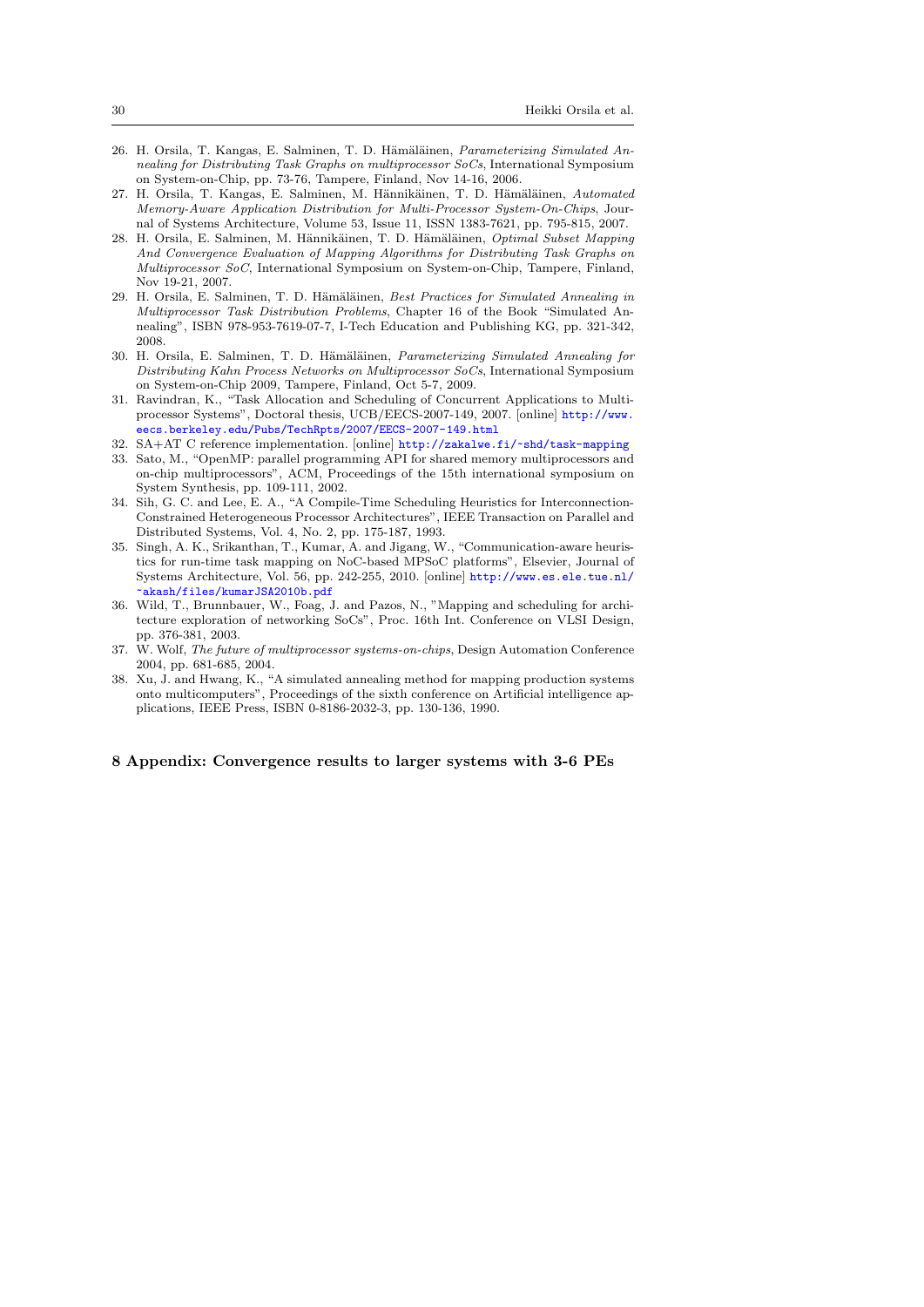26. H. Orsila, T. Kangas, E. Salminen, T. D. Hämäläinen, *Parameterizing Simulated Annealing for Distributing Task Graphs on multiprocessor SoCs*, International Symposium on System-on-Chip, pp. 73-76, Tampere, Finland, Nov 14-16, 2006.
27. H. Orsila, T. Kangas, E. Salminen, M. Hännikäinen, T. D. Hämäläinen, *Automated Memory-Aware Application Distribution for Multi-Processor System-On-Chips*, Journal of Systems Architecture, Volume 53, Issue 11, ISSN 1383-7621, pp. 795-815, 2007.
28. H. Orsila, E. Salminen, M. Hännikäinen, T. D. Hämäläinen, *Optimal Subset Mapping And Convergence Evaluation of Mapping Algorithms for Distributing Task Graphs on Multiprocessor SoC*, International Symposium on System-on-Chip, Tampere, Finland, Nov 19-21, 2007.
29. H. Orsila, E. Salminen, T. D. Hämäläinen, *Best Practices for Simulated Annealing in Multiprocessor Task Distribution Problems*, Chapter 16 of the Book "Simulated Annealing", ISBN 978-953-7619-07-7, I-Tech Education and Publishing KG, pp. 321-342, 2008.
30. H. Orsila, E. Salminen, T. D. Hämäläinen, *Parameterizing Simulated Annealing for Distributing Kahn Process Networks on Multiprocessor SoCs*, International Symposium on System-on-Chip 2009, Tampere, Finland, Oct 5-7, 2009.
31. Ravindran, K., "Task Allocation and Scheduling of Concurrent Applications to Multiprocessor Systems", Doctoral thesis, UCB/EECS-2007-149, 2007. [online] http://www.eecs.berkeley.edu/Pubs/TechRpts/2007/EECS-2007-149.html
32. SA+AT C reference implementation. [online] http://zakalwe.fi/~shd/task-mapping
33. Sato, M., "OpenMP: parallel programming API for shared memory multiprocessors and on-chip multiprocessors", ACM, Proceedings of the 15th international symposium on System Synthesis, pp. 109-111, 2002.
34. Sih, G. C. and Lee, E. A., "A Compile-Time Scheduling Heuristics for Interconnection-Constrained Heterogeneous Processor Architectures", IEEE Transaction on Parallel and Distributed Systems, Vol. 4, No. 2, pp. 175-187, 1993.
35. Singh, A. K., Srikanthan, T., Kumar, A. and Jigang, W., "Communication-aware heuristics for run-time task mapping on NoC-based MPSoC platforms", Elsevier, Journal of Systems Architecture, Vol. 56, pp. 242-255, 2010. [online] http://www.es.ele.tue.nl/~akash/files/kumarJSA2010b.pdf
36. Wild, T., Brunnbauer, W., Foag, J. and Pazos, N., "Mapping and scheduling for architecture exploration of networking SoCs", Proc. 16th Int. Conference on VLSI Design, pp. 376-381, 2003.
37. W. Wolf, *The future of multiprocessor systems-on-chips*, Design Automation Conference 2004, pp. 681-685, 2004.
38. Xu, J. and Hwang, K., "A simulated annealing method for mapping production systems onto multicomputers", Proceedings of the sixth conference on Artificial intelligence applications, IEEE Press, ISBN 0-8186-2032-3, pp. 130-136, 1990.

## 8 Appendix: Convergence results to larger systems with 3-6 PEs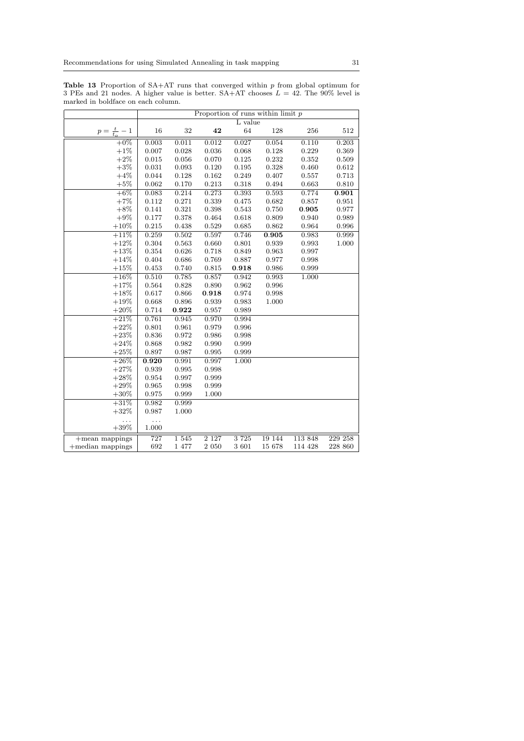**Table 13** Proportion of SA+AT runs that converged within $p$ from global optimum for 3 PEs and 21 nodes. A higher value is better. SA+AT chooses $L = 42$. The 90% level is marked in boldface on each column.

| | Proportion of runs within limit $p$ | | | | | | |
|---|---|---|---|---|---|---|---|
| | L value | | | | | | |
| $p = \frac{t}{t_o} - 1$ | 16 | 32 | **42** | 64 | 128 | 256 | 512 |
| +0% | 0.003 | 0.011 | 0.012 | 0.027 | 0.054 | 0.110 | 0.203 |
| +1% | 0.007 | 0.028 | 0.036 | 0.068 | 0.128 | 0.229 | 0.369 |
| +2% | 0.015 | 0.056 | 0.070 | 0.125 | 0.232 | 0.352 | 0.509 |
| +3% | 0.031 | 0.093 | 0.120 | 0.195 | 0.328 | 0.460 | 0.612 |
| +4% | 0.044 | 0.128 | 0.162 | 0.249 | 0.407 | 0.557 | 0.713 |
| +5% | 0.062 | 0.170 | 0.213 | 0.318 | 0.494 | 0.663 | 0.810 |
| +6% | 0.083 | 0.214 | 0.273 | 0.393 | 0.593 | 0.774 | **0.901** |
| +7% | 0.112 | 0.271 | 0.339 | 0.475 | 0.682 | 0.857 | 0.951 |
| +8% | 0.141 | 0.321 | 0.398 | 0.543 | 0.750 | **0.905** | 0.977 |
| +9% | 0.177 | 0.378 | 0.464 | 0.618 | 0.809 | 0.940 | 0.989 |
| +10% | 0.215 | 0.438 | 0.529 | 0.685 | 0.862 | 0.964 | 0.996 |
| +11% | 0.259 | 0.502 | 0.597 | 0.746 | **0.905** | 0.983 | 0.999 |
| +12% | 0.304 | 0.563 | 0.660 | 0.801 | 0.939 | 0.993 | 1.000 |
| +13% | 0.354 | 0.626 | 0.718 | 0.849 | 0.963 | 0.997 | |
| +14% | 0.404 | 0.686 | 0.769 | 0.887 | 0.977 | 0.998 | |
| +15% | 0.453 | 0.740 | 0.815 | **0.918** | 0.986 | 0.999 | |
| +16% | 0.510 | 0.785 | 0.857 | 0.942 | 0.993 | 1.000 | |
| +17% | 0.564 | 0.828 | 0.890 | 0.962 | 0.996 | | |
| +18% | 0.617 | 0.866 | **0.918** | 0.974 | 0.998 | | |
| +19% | 0.668 | 0.896 | 0.939 | 0.983 | 1.000 | | |
| +20% | 0.714 | **0.922** | 0.957 | 0.989 | | | |
| +21% | 0.761 | 0.945 | 0.970 | 0.994 | | | |
| +22% | 0.801 | 0.961 | 0.979 | 0.996 | | | |
| +23% | 0.836 | 0.972 | 0.986 | 0.998 | | | |
| +24% | 0.868 | 0.982 | 0.990 | 0.999 | | | |
| +25% | 0.897 | 0.987 | 0.995 | 0.999 | | | |
| +26% | **0.920** | 0.991 | 0.997 | 1.000 | | | |
| +27% | 0.939 | 0.995 | 0.998 | | | | |
| +28% | 0.954 | 0.997 | 0.999 | | | | |
| +29% | 0.965 | 0.998 | 0.999 | | | | |
| +30% | 0.975 | 0.999 | 1.000 | | | | |
| +31% | 0.982 | 0.999 | | | | | |
| +32% | 0.987 | 1.000 | | | | | |
| ... | ... | | | | | | |
| +39% | 1.000 | | | | | | |
| +mean mappings | 727 | 1 545 | 2 127 | 3 725 | 19 144 | 113 848 | 229 258 |
| +median mappings | 692 | 1 477 | 2 050 | 3 601 | 15 678 | 114 428 | 228 860 |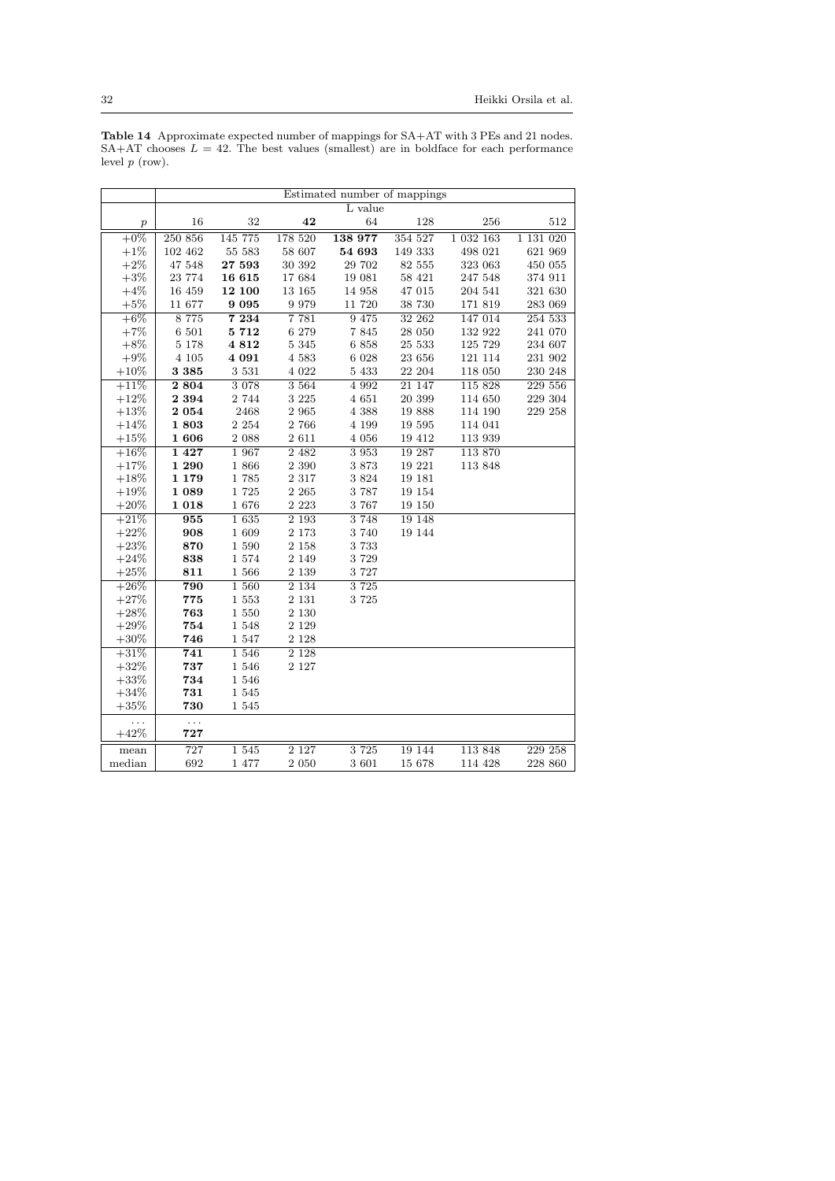**Table 14** Approximate expected number of mappings for SA+AT with 3 PEs and 21 nodes. SA+AT chooses $L = 42$. The best values (smallest) are in boldface for each performance level $p$ (row).

| | Estimated number of mappings | | | | | | |
|---|---|---|---|---|---|---|---|
| | L value | | | | | | |
| $p$ | 16 | 32 | **42** | 64 | 128 | 256 | 512 |
| +0% | 250 856 | 145 775 | 178 520 | **138 977** | 354 527 | 1 032 163 | 1 131 020 |
| +1% | 102 462 | 55 583 | 58 607 | **54 693** | 149 333 | 498 021 | 621 969 |
| +2% | 47 548 | **27 593** | 30 392 | 29 702 | 82 555 | 323 063 | 450 055 |
| +3% | 23 774 | **16 615** | 17 684 | 19 081 | 58 421 | 247 548 | 374 911 |
| +4% | 16 459 | **12 100** | 13 165 | 14 958 | 47 015 | 204 541 | 321 630 |
| +5% | 11 677 | **9 095** | 9 979 | 11 720 | 38 730 | 171 819 | 283 069 |
| +6% | 8 775 | **7 234** | 7 781 | 9 475 | 32 262 | 147 014 | 254 533 |
| +7% | 6 501 | **5 712** | 6 279 | 7 845 | 28 050 | 132 922 | 241 070 |
| +8% | 5 178 | **4 812** | 5 345 | 6 858 | 25 533 | 125 729 | 234 607 |
| +9% | 4 105 | **4 091** | 4 583 | 6 028 | 23 656 | 121 114 | 231 902 |
| +10% | **3 385** | 3 531 | 4 022 | 5 433 | 22 204 | 118 050 | 230 248 |
| +11% | **2 804** | 3 078 | 3 564 | 4 992 | 21 147 | 115 828 | 229 556 |
| +12% | **2 394** | 2 744 | 3 225 | 4 651 | 20 399 | 114 650 | 229 304 |
| +13% | **2 054** | 2468 | 2 965 | 4 388 | 19 888 | 114 190 | 229 258 |
| +14% | **1 803** | 2 254 | 2 766 | 4 199 | 19 595 | 114 041 | |
| +15% | **1 606** | 2 088 | 2 611 | 4 056 | 19 412 | 113 939 | |
| +16% | **1 427** | 1 967 | 2 482 | 3 953 | 19 287 | 113 870 | |
| +17% | **1 290** | 1 866 | 2 390 | 3 873 | 19 221 | 113 848 | |
| +18% | **1 179** | 1 785 | 2 317 | 3 824 | 19 181 | | |
| +19% | **1 089** | 1 725 | 2 265 | 3 787 | 19 154 | | |
| +20% | **1 018** | 1 676 | 2 223 | 3 767 | 19 150 | | |
| +21% | **955** | 1 635 | 2 193 | 3 748 | 19 148 | | |
| +22% | **908** | 1 609 | 2 173 | 3 740 | 19 144 | | |
| +23% | **870** | 1 590 | 2 158 | 3 733 | | | |
| +24% | **838** | 1 574 | 2 149 | 3 729 | | | |
| +25% | **811** | 1 566 | 2 139 | 3 727 | | | |
| +26% | **790** | 1 560 | 2 134 | 3 725 | | | |
| +27% | **775** | 1 553 | 2 131 | 3 725 | | | |
| +28% | **763** | 1 550 | 2 130 | | | | |
| +29% | **754** | 1 548 | 2 129 | | | | |
| +30% | **746** | 1 547 | 2 128 | | | | |
| +31% | **741** | 1 546 | 2 128 | | | | |
| +32% | **737** | 1 546 | 2 127 | | | | |
| +33% | **734** | 1 546 | | | | | |
| +34% | **731** | 1 545 | | | | | |
| +35% | **730** | 1 545 | | | | | |
| ... | ... | | | | | | |
| +42% | **727** | | | | | | |
| mean | 727 | 1 545 | 2 127 | 3 725 | 19 144 | 113 848 | 229 258 |
| median | 692 | 1 477 | 2 050 | 3 601 | 15 678 | 114 428 | 228 860 |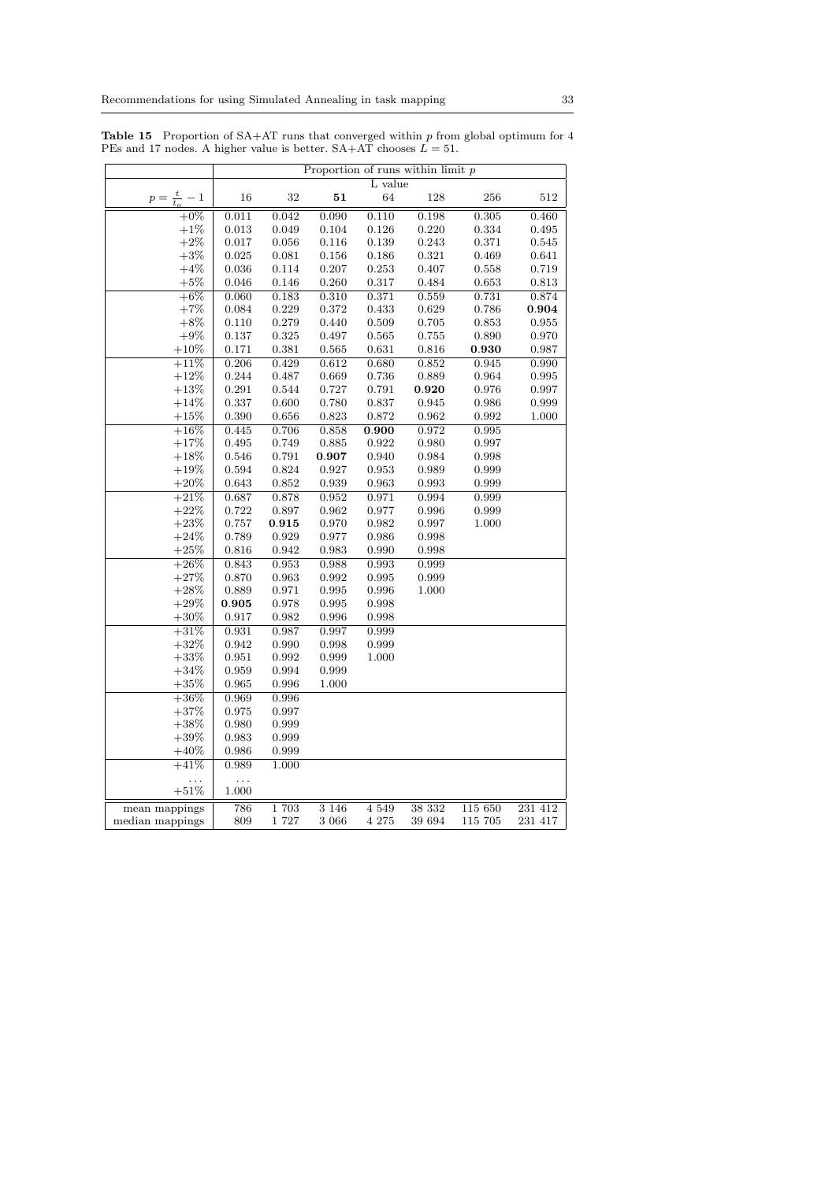**Table 15** Proportion of SA+AT runs that converged within $p$ from global optimum for 4 PEs and 17 nodes. A higher value is better. SA+AT chooses $L = 51$.

| | Proportion of runs within limit $p$ | | | | | | |
|---|---|---|---|---|---|---|---|
| | L value | | | | | | |
| $p = \frac{t}{t_o} - 1$ | 16 | 32 | **51** | 64 | 128 | 256 | 512 |
| +0% | 0.011 | 0.042 | 0.090 | 0.110 | 0.198 | 0.305 | 0.460 |
| +1% | 0.013 | 0.049 | 0.104 | 0.126 | 0.220 | 0.334 | 0.495 |
| +2% | 0.017 | 0.056 | 0.116 | 0.139 | 0.243 | 0.371 | 0.545 |
| +3% | 0.025 | 0.081 | 0.156 | 0.186 | 0.321 | 0.469 | 0.641 |
| +4% | 0.036 | 0.114 | 0.207 | 0.253 | 0.407 | 0.558 | 0.719 |
| +5% | 0.046 | 0.146 | 0.260 | 0.317 | 0.484 | 0.653 | 0.813 |
| +6% | 0.060 | 0.183 | 0.310 | 0.371 | 0.559 | 0.731 | 0.874 |
| +7% | 0.084 | 0.229 | 0.372 | 0.433 | 0.629 | 0.786 | **0.904** |
| +8% | 0.110 | 0.279 | 0.440 | 0.509 | 0.705 | 0.853 | 0.955 |
| +9% | 0.137 | 0.325 | 0.497 | 0.565 | 0.755 | 0.890 | 0.970 |
| +10% | 0.171 | 0.381 | 0.565 | 0.631 | 0.816 | **0.930** | 0.987 |
| +11% | 0.206 | 0.429 | 0.612 | 0.680 | 0.852 | 0.945 | 0.990 |
| +12% | 0.244 | 0.487 | 0.669 | 0.736 | 0.889 | 0.964 | 0.995 |
| +13% | 0.291 | 0.544 | 0.727 | 0.791 | **0.920** | 0.976 | 0.997 |
| +14% | 0.337 | 0.600 | 0.780 | 0.837 | 0.945 | 0.986 | 0.999 |
| +15% | 0.390 | 0.656 | 0.823 | 0.872 | 0.962 | 0.992 | 1.000 |
| +16% | 0.445 | 0.706 | 0.858 | **0.900** | 0.972 | 0.995 | |
| +17% | 0.495 | 0.749 | 0.885 | 0.922 | 0.980 | 0.997 | |
| +18% | 0.546 | 0.791 | **0.907** | 0.940 | 0.984 | 0.998 | |
| +19% | 0.594 | 0.824 | 0.927 | 0.953 | 0.989 | 0.999 | |
| +20% | 0.643 | 0.852 | 0.939 | 0.963 | 0.993 | 0.999 | |
| +21% | 0.687 | 0.878 | 0.952 | 0.971 | 0.994 | 0.999 | |
| +22% | 0.722 | 0.897 | 0.962 | 0.977 | 0.996 | 0.999 | |
| +23% | 0.757 | **0.915** | 0.970 | 0.982 | 0.997 | 1.000 | |
| +24% | 0.789 | 0.929 | 0.977 | 0.986 | 0.998 | | |
| +25% | 0.816 | 0.942 | 0.983 | 0.990 | 0.998 | | |
| +26% | 0.843 | 0.953 | 0.988 | 0.993 | 0.999 | | |
| +27% | 0.870 | 0.963 | 0.992 | 0.995 | 0.999 | | |
| +28% | 0.889 | 0.971 | 0.995 | 0.996 | 1.000 | | |
| +29% | **0.905** | 0.978 | 0.995 | 0.998 | | | |
| +30% | 0.917 | 0.982 | 0.996 | 0.998 | | | |
| +31% | 0.931 | 0.987 | 0.997 | 0.999 | | | |
| +32% | 0.942 | 0.990 | 0.998 | 0.999 | | | |
| +33% | 0.951 | 0.992 | 0.999 | 1.000 | | | |
| +34% | 0.959 | 0.994 | 0.999 | | | | |
| +35% | 0.965 | 0.996 | 1.000 | | | | |
| +36% | 0.969 | 0.996 | | | | | |
| +37% | 0.975 | 0.997 | | | | | |
| +38% | 0.980 | 0.999 | | | | | |
| +39% | 0.983 | 0.999 | | | | | |
| +40% | 0.986 | 0.999 | | | | | |
| +41% | 0.989 | 1.000 | | | | | |
| ... | ... | | | | | | |
| +51% | 1.000 | | | | | | |
| mean mappings | 786 | 1 703 | 3 146 | 4 549 | 38 332 | 115 650 | 231 412 |
| median mappings | 809 | 1 727 | 3 066 | 4 275 | 39 694 | 115 705 | 231 417 |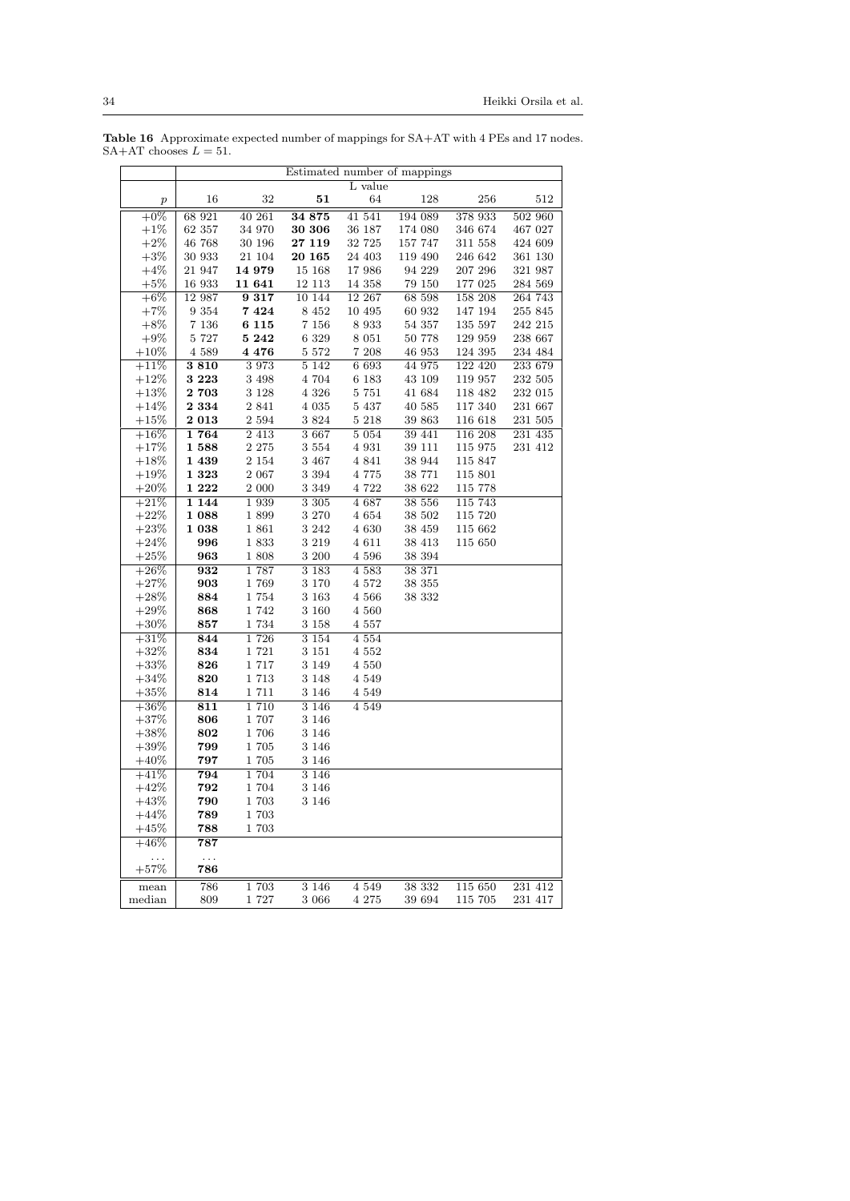**Table 16** Approximate expected number of mappings for SA+AT with 4 PEs and 17 nodes. SA+AT chooses $L = 51$.

| | Estimated number of mappings | | | | | | |
|---|---|---|---|---|---|---|---|
| | L value | | | | | | |
| $p$ | 16 | 32 | **51** | 64 | 128 | 256 | 512 |
| +0% | 68 921 | 40 261 | **34 875** | 41 541 | 194 089 | 378 933 | 502 960 |
| +1% | 62 357 | 34 970 | **30 306** | 36 187 | 174 080 | 346 674 | 467 027 |
| +2% | 46 768 | 30 196 | **27 119** | 32 725 | 157 747 | 311 558 | 424 609 |
| +3% | 30 933 | 21 104 | **20 165** | 24 403 | 119 490 | 246 642 | 361 130 |
| +4% | 21 947 | **14 979** | 15 168 | 17 986 | 94 229 | 207 296 | 321 987 |
| +5% | 16 933 | **11 641** | 12 113 | 14 358 | 79 150 | 177 025 | 284 569 |
| +6% | 12 987 | **9 317** | 10 144 | 12 267 | 68 598 | 158 208 | 264 743 |
| +7% | 9 354 | **7 424** | 8 452 | 10 495 | 60 932 | 147 194 | 255 845 |
| +8% | 7 136 | **6 115** | 7 156 | 8 933 | 54 357 | 135 597 | 242 215 |
| +9% | 5 727 | **5 242** | 6 329 | 8 051 | 50 778 | 129 959 | 238 667 |
| +10% | 4 589 | **4 476** | 5 572 | 7 208 | 46 953 | 124 395 | 234 484 |
| +11% | **3 810** | 3 973 | 5 142 | 6 693 | 44 975 | 122 420 | 233 679 |
| +12% | **3 223** | 3 498 | 4 704 | 6 183 | 43 109 | 119 957 | 232 505 |
| +13% | **2 703** | 3 128 | 4 326 | 5 751 | 41 684 | 118 482 | 232 015 |
| +14% | **2 334** | 2 841 | 4 035 | 5 437 | 40 585 | 117 340 | 231 667 |
| +15% | **2 013** | 2 594 | 3 824 | 5 218 | 39 863 | 116 618 | 231 505 |
| +16% | **1 764** | 2 413 | 3 667 | 5 054 | 39 441 | 116 208 | 231 435 |
| +17% | **1 588** | 2 275 | 3 554 | 4 931 | 39 111 | 115 975 | 231 412 |
| +18% | **1 439** | 2 154 | 3 467 | 4 841 | 38 944 | 115 847 | |
| +19% | **1 323** | 2 067 | 3 394 | 4 775 | 38 771 | 115 801 | |
| +20% | **1 222** | 2 000 | 3 349 | 4 722 | 38 622 | 115 778 | |
| +21% | **1 144** | 1 939 | 3 305 | 4 687 | 38 556 | 115 743 | |
| +22% | **1 088** | 1 899 | 3 270 | 4 654 | 38 502 | 115 720 | |
| +23% | **1 038** | 1 861 | 3 242 | 4 630 | 38 459 | 115 662 | |
| +24% | **996** | 1 833 | 3 219 | 4 611 | 38 413 | 115 650 | |
| +25% | **963** | 1 808 | 3 200 | 4 596 | 38 394 | | |
| +26% | **932** | 1 787 | 3 183 | 4 583 | 38 371 | | |
| +27% | **903** | 1 769 | 3 170 | 4 572 | 38 355 | | |
| +28% | **884** | 1 754 | 3 163 | 4 566 | 38 332 | | |
| +29% | **868** | 1 742 | 3 160 | 4 560 | | | |
| +30% | **857** | 1 734 | 3 158 | 4 557 | | | |
| +31% | **844** | 1 726 | 3 154 | 4 554 | | | |
| +32% | **834** | 1 721 | 3 151 | 4 552 | | | |
| +33% | **826** | 1 717 | 3 149 | 4 550 | | | |
| +34% | **820** | 1 713 | 3 148 | 4 549 | | | |
| +35% | **814** | 1 711 | 3 146 | 4 549 | | | |
| +36% | **811** | 1 710 | 3 146 | 4 549 | | | |
| +37% | **806** | 1 707 | 3 146 | | | | |
| +38% | **802** | 1 706 | 3 146 | | | | |
| +39% | **799** | 1 705 | 3 146 | | | | |
| +40% | **797** | 1 705 | 3 146 | | | | |
| +41% | **794** | 1 704 | 3 146 | | | | |
| +42% | **792** | 1 704 | 3 146 | | | | |
| +43% | **790** | 1 703 | 3 146 | | | | |
| +44% | **789** | 1 703 | | | | | |
| +45% | **788** | 1 703 | | | | | |
| +46% | **787** | | | | | | |
| ... | ... | | | | | | |
| +57% | **786** | | | | | | |
| mean | 786 | 1 703 | 3 146 | 4 549 | 38 332 | 115 650 | 231 412 |
| median | 809 | 1 727 | 3 066 | 4 275 | 39 694 | 115 705 | 231 417 |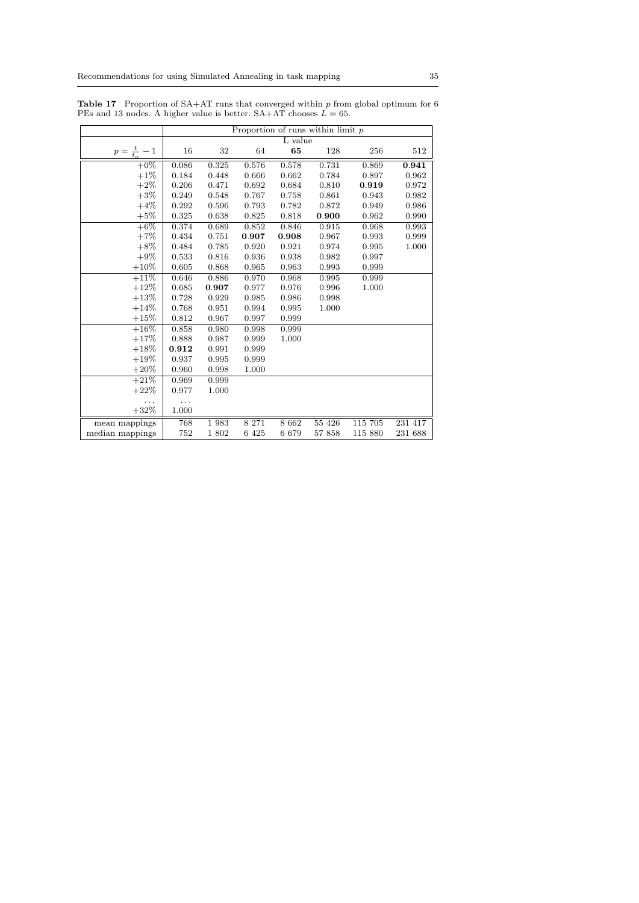**Table 17** Proportion of SA+AT runs that converged within $p$ from global optimum for 6 PEs and 13 nodes. A higher value is better. SA+AT chooses $L = 65$.

| | Proportion of runs within limit $p$ | | | | | | |
|---|---|---|---|---|---|---|---|
| | L value | | | | | | |
| $p = \frac{t}{t_o} - 1$ | 16 | 32 | 64 | **65** | 128 | 256 | 512 |
| +0% | 0.086 | 0.325 | 0.576 | 0.578 | 0.731 | 0.869 | **0.941** |
| +1% | 0.184 | 0.448 | 0.666 | 0.662 | 0.784 | 0.897 | 0.962 |
| +2% | 0.206 | 0.471 | 0.692 | 0.684 | 0.810 | **0.919** | 0.972 |
| +3% | 0.249 | 0.548 | 0.767 | 0.758 | 0.861 | 0.943 | 0.982 |
| +4% | 0.292 | 0.596 | 0.793 | 0.782 | 0.872 | 0.949 | 0.986 |
| +5% | 0.325 | 0.638 | 0.825 | 0.818 | **0.900** | 0.962 | 0.990 |
| +6% | 0.374 | 0.689 | 0.852 | 0.846 | 0.915 | 0.968 | 0.993 |
| +7% | 0.434 | 0.751 | **0.907** | **0.908** | 0.967 | 0.993 | 0.999 |
| +8% | 0.484 | 0.785 | 0.920 | 0.921 | 0.974 | 0.995 | 1.000 |
| +9% | 0.533 | 0.816 | 0.936 | 0.938 | 0.982 | 0.997 | |
| +10% | 0.605 | 0.868 | 0.965 | 0.963 | 0.993 | 0.999 | |
| +11% | 0.646 | 0.886 | 0.970 | 0.968 | 0.995 | 0.999 | |
| +12% | 0.685 | **0.907** | 0.977 | 0.976 | 0.996 | 1.000 | |
| +13% | 0.728 | 0.929 | 0.985 | 0.986 | 0.998 | | |
| +14% | 0.768 | 0.951 | 0.994 | 0.995 | 1.000 | | |
| +15% | 0.812 | 0.967 | 0.997 | 0.999 | | | |
| +16% | 0.858 | 0.980 | 0.998 | 0.999 | | | |
| +17% | 0.888 | 0.987 | 0.999 | 1.000 | | | |
| +18% | **0.912** | 0.991 | 0.999 | | | | |
| +19% | 0.937 | 0.995 | 0.999 | | | | |
| +20% | 0.960 | 0.998 | 1.000 | | | | |
| +21% | 0.969 | 0.999 | | | | | |
| +22% | 0.977 | 1.000 | | | | | |
| ... | ... | | | | | | |
| +32% | 1.000 | | | | | | |
| mean mappings | 768 | 1 983 | 8 271 | 8 662 | 55 426 | 115 705 | 231 417 |
| median mappings | 752 | 1 802 | 6 425 | 6 679 | 57 858 | 115 880 | 231 688 |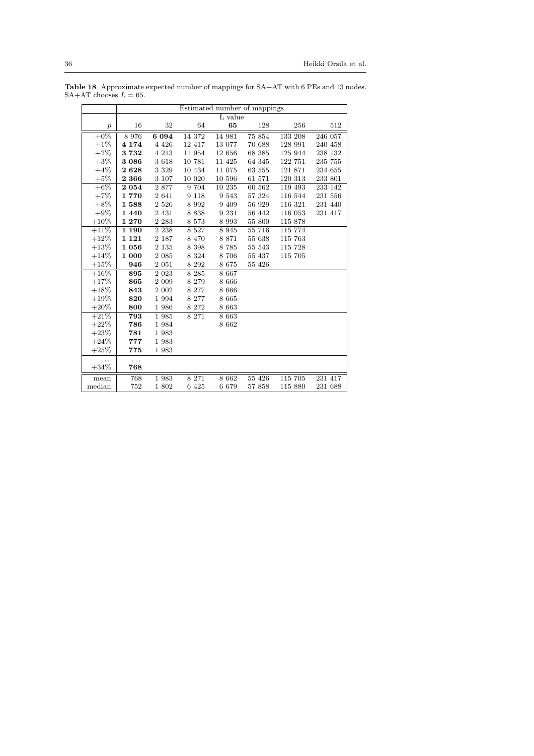**Table 18** Approximate expected number of mappings for SA+AT with 6 PEs and 13 nodes. SA+AT chooses $L = 65$.

| | Estimated number of mappings | | | | | | |
|---|---|---|---|---|---|---|---|
| | L value | | | | | | |
| $p$ | 16 | 32 | 64 | **65** | 128 | 256 | 512 |
| +0% | 8 976 | **6 094** | 14 372 | 14 981 | 75 854 | 133 208 | 246 057 |
| +1% | **4 174** | 4 426 | 12 417 | 13 077 | 70 688 | 128 991 | 240 458 |
| +2% | **3 732** | 4 213 | 11 954 | 12 656 | 68 385 | 125 944 | 238 132 |
| +3% | **3 086** | 3 618 | 10 781 | 11 425 | 64 345 | 122 751 | 235 755 |
| +4% | **2 628** | 3 329 | 10 434 | 11 075 | 63 555 | 121 871 | 234 655 |
| +5% | **2 366** | 3 107 | 10 020 | 10 596 | 61 571 | 120 313 | 233 801 |
| +6% | **2 054** | 2 877 | 9 704 | 10 235 | 60 562 | 119 493 | 233 142 |
| +7% | **1 770** | 2 641 | 9 118 | 9 543 | 57 324 | 116 544 | 231 556 |
| +8% | **1 588** | 2 526 | 8 992 | 9 409 | 56 929 | 116 321 | 231 440 |
| +9% | **1 440** | 2 431 | 8 838 | 9 231 | 56 442 | 116 053 | 231 417 |
| +10% | **1 270** | 2 283 | 8 573 | 8 993 | 55 800 | 115 878 | |
| +11% | **1 190** | 2 238 | 8 527 | 8 945 | 55 716 | 115 774 | |
| +12% | **1 121** | 2 187 | 8 470 | 8 871 | 55 638 | 115 763 | |
| +13% | **1 056** | 2 135 | 8 398 | 8 785 | 55 543 | 115 728 | |
| +14% | **1 000** | 2 085 | 8 324 | 8 706 | 55 437 | 115 705 | |
| +15% | **946** | 2 051 | 8 292 | 8 675 | 55 426 | | |
| +16% | **895** | 2 023 | 8 285 | 8 667 | | | |
| +17% | **865** | 2 009 | 8 279 | 8 666 | | | |
| +18% | **843** | 2 002 | 8 277 | 8 666 | | | |
| +19% | **820** | 1 994 | 8 277 | 8 665 | | | |
| +20% | **800** | 1 986 | 8 272 | 8 663 | | | |
| +21% | **793** | 1 985 | 8 271 | 8 663 | | | |
| +22% | **786** | 1 984 | | 8 662 | | | |
| +23% | **781** | 1 983 | | | | | |
| +24% | **777** | 1 983 | | | | | |
| +25% | **775** | 1 983 | | | | | |
| ... | ... | | | | | | |
| +34% | **768** | | | | | | |
| mean | 768 | 1 983 | 8 271 | 8 662 | 55 426 | 115 705 | 231 417 |
| median | 752 | 1 802 | 6 425 | 6 679 | 57 858 | 115 880 | 231 688 |